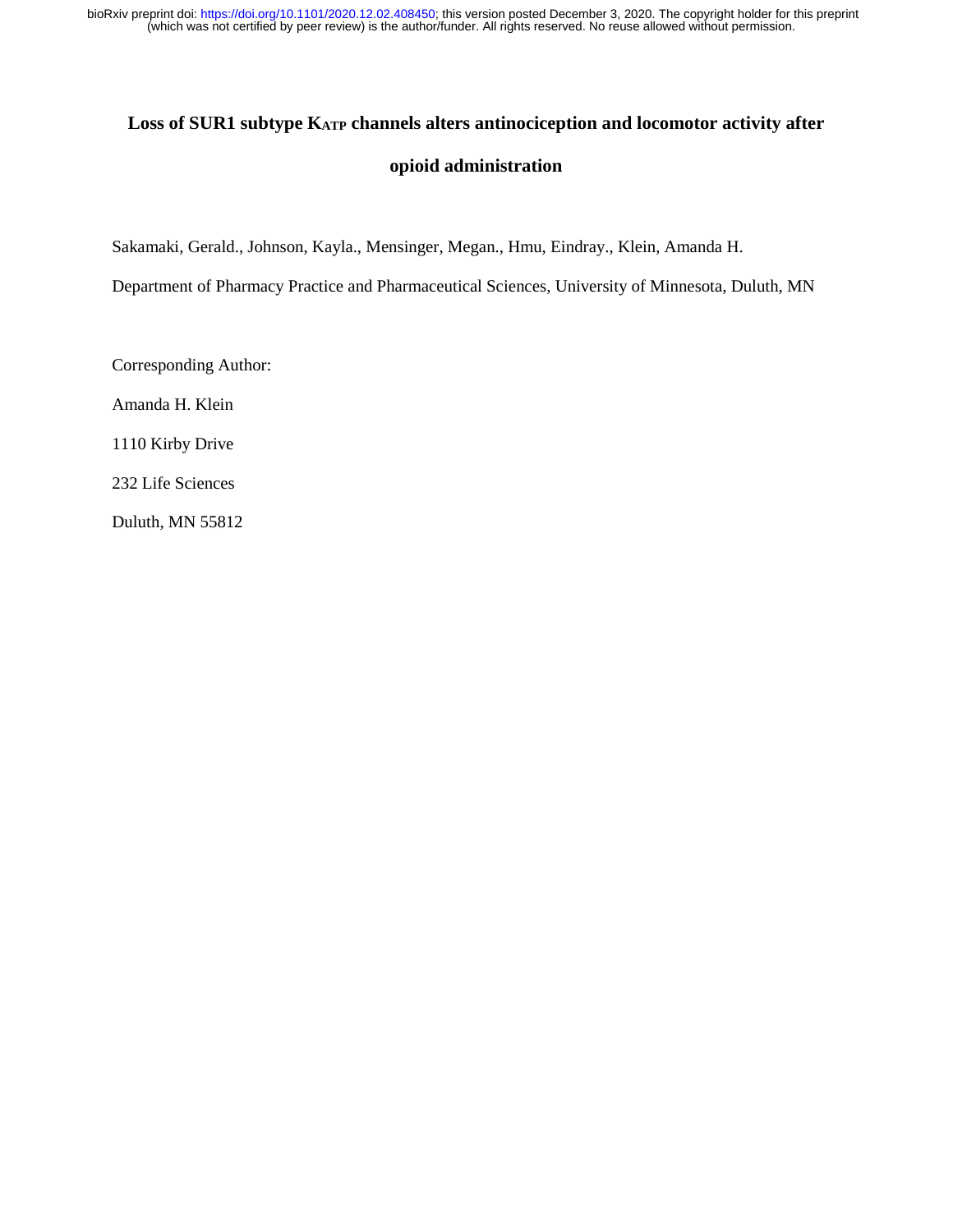# Loss of SUR1 subtype $K_{ATP}$ channels alters antinociception and locomotor activity after opioid administration

Sakamaki, Gerald., Johnson, Kayla., Mensinger, Megan., Hmu, Eindray., Klein, Amanda H.

Department of Pharmacy Practice and Pharmaceutical Sciences, University of Minnesota, Duluth, MN

Corresponding Author:

Amanda H. Klein

1110 Kirby Drive

232 Life Sciences

Duluth, MN 55812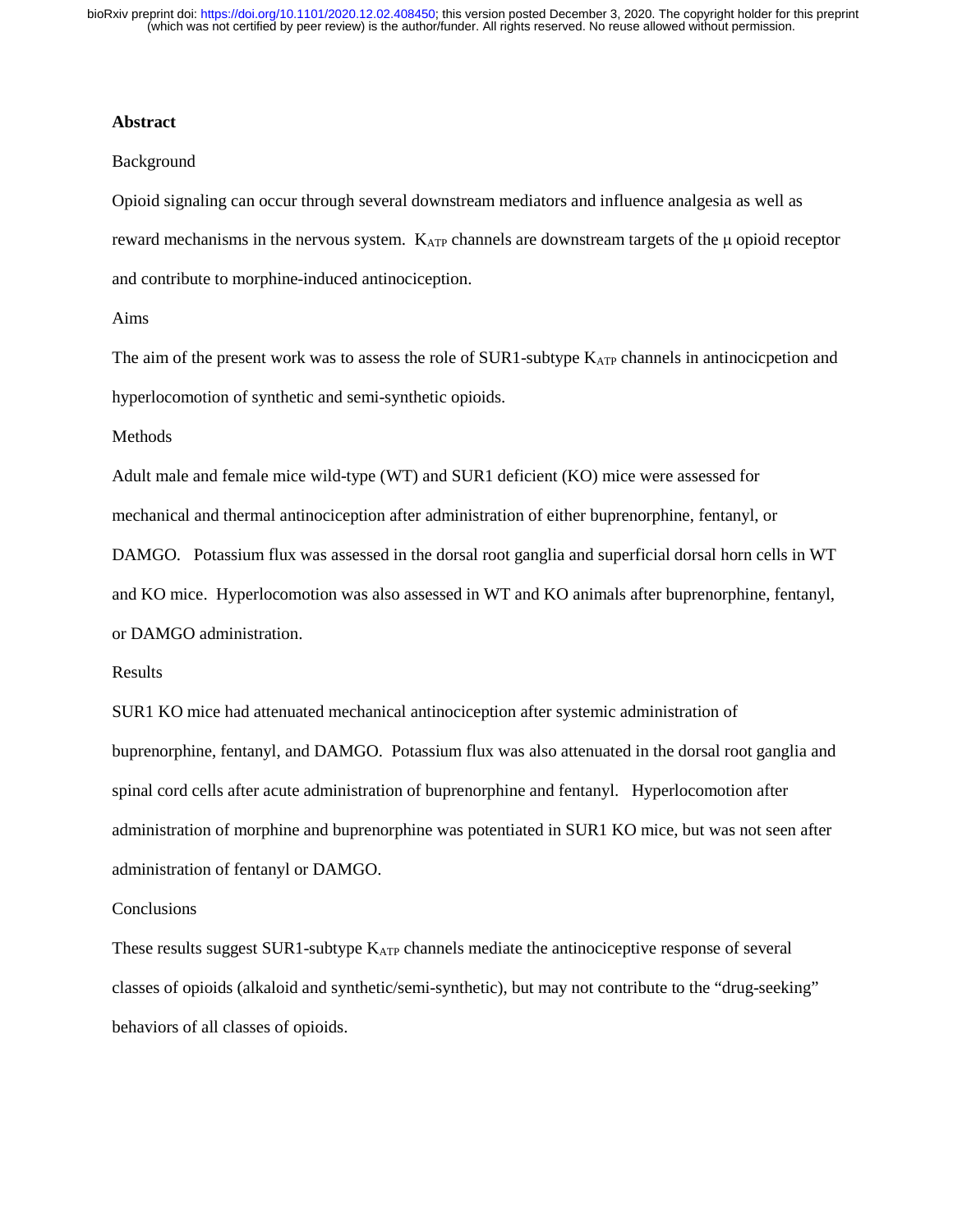## Abstract

Background

Opioid signaling can occur through several downstream mediators and influence analgesia as well as reward mechanisms in the nervous system. $K_{ATP}$ channels are downstream targets of the μ opioid receptor and contribute to morphine-induced antinociception.

Aims

The aim of the present work was to assess the role of SUR1-subtype $K_{ATP}$ channels in antinocicpetion and hyperlocomotion of synthetic and semi-synthetic opioids.

Methods

Adult male and female mice wild-type (WT) and SUR1 deficient (KO) mice were assessed for mechanical and thermal antinociception after administration of either buprenorphine, fentanyl, or DAMGO. Potassium flux was assessed in the dorsal root ganglia and superficial dorsal horn cells in WT and KO mice. Hyperlocomotion was also assessed in WT and KO animals after buprenorphine, fentanyl, or DAMGO administration.

Results

SUR1 KO mice had attenuated mechanical antinociception after systemic administration of buprenorphine, fentanyl, and DAMGO. Potassium flux was also attenuated in the dorsal root ganglia and spinal cord cells after acute administration of buprenorphine and fentanyl. Hyperlocomotion after administration of morphine and buprenorphine was potentiated in SUR1 KO mice, but was not seen after administration of fentanyl or DAMGO.

Conclusions

These results suggest SUR1-subtype $K_{ATP}$ channels mediate the antinociceptive response of several classes of opioids (alkaloid and synthetic/semi-synthetic), but may not contribute to the "drug-seeking" behaviors of all classes of opioids.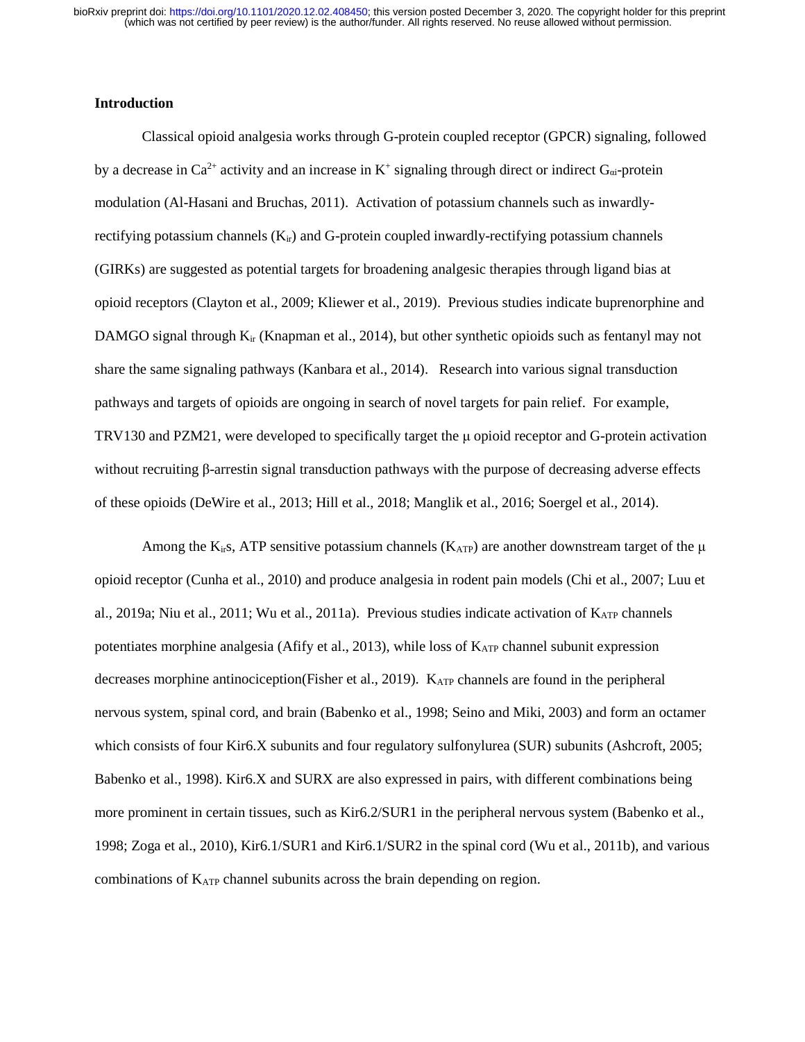## Introduction

Classical opioid analgesia works through G-protein coupled receptor (GPCR) signaling, followed by a decrease in $Ca^{2+}$ activity and an increase in $K^+$ signaling through direct or indirect $G_{\alpha i}$-protein modulation (Al-Hasani and Bruchas, 2011). Activation of potassium channels such as inwardly-rectifying potassium channels ($K_{ir}$) and G-protein coupled inwardly-rectifying potassium channels (GIRKs) are suggested as potential targets for broadening analgesic therapies through ligand bias at opioid receptors (Clayton et al., 2009; Kliewer et al., 2019). Previous studies indicate buprenorphine and DAMGO signal through $K_{ir}$ (Knapman et al., 2014), but other synthetic opioids such as fentanyl may not share the same signaling pathways (Kanbara et al., 2014). Research into various signal transduction pathways and targets of opioids are ongoing in search of novel targets for pain relief. For example, TRV130 and PZM21, were developed to specifically target the μ opioid receptor and G-protein activation without recruiting β-arrestin signal transduction pathways with the purpose of decreasing adverse effects of these opioids (DeWire et al., 2013; Hill et al., 2018; Manglik et al., 2016; Soergel et al., 2014).

Among the $K_{ir}$s, ATP sensitive potassium channels ($K_{ATP}$) are another downstream target of the μ opioid receptor (Cunha et al., 2010) and produce analgesia in rodent pain models (Chi et al., 2007; Luu et al., 2019a; Niu et al., 2011; Wu et al., 2011a). Previous studies indicate activation of $K_{ATP}$ channels potentiates morphine analgesia (Afify et al., 2013), while loss of $K_{ATP}$ channel subunit expression decreases morphine antinociception(Fisher et al., 2019). $K_{ATP}$ channels are found in the peripheral nervous system, spinal cord, and brain (Babenko et al., 1998; Seino and Miki, 2003) and form an octamer which consists of four Kir6.X subunits and four regulatory sulfonylurea (SUR) subunits (Ashcroft, 2005; Babenko et al., 1998). Kir6.X and SURX are also expressed in pairs, with different combinations being more prominent in certain tissues, such as Kir6.2/SUR1 in the peripheral nervous system (Babenko et al., 1998; Zoga et al., 2010), Kir6.1/SUR1 and Kir6.1/SUR2 in the spinal cord (Wu et al., 2011b), and various combinations of $K_{ATP}$ channel subunits across the brain depending on region.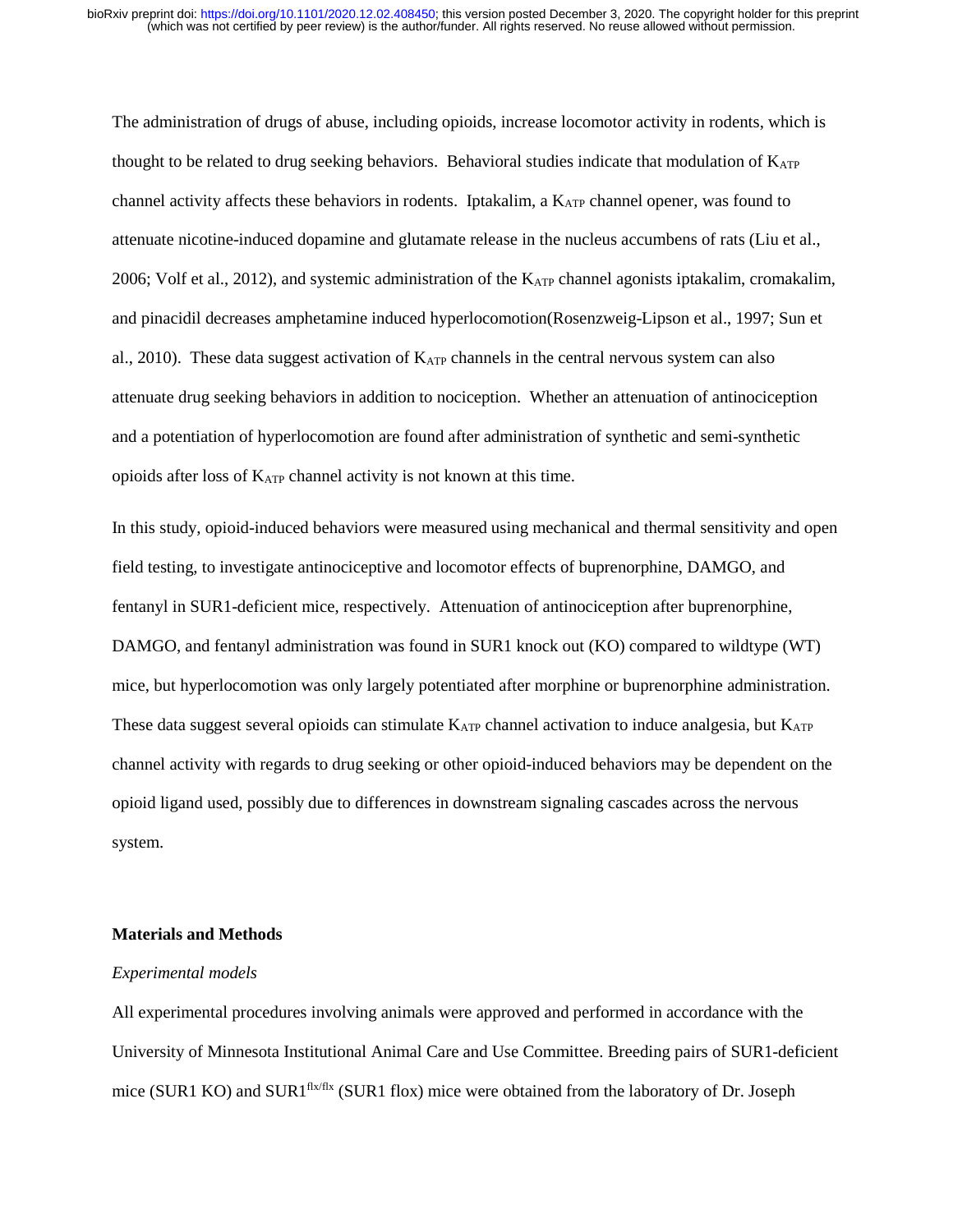The administration of drugs of abuse, including opioids, increase locomotor activity in rodents, which is thought to be related to drug seeking behaviors. Behavioral studies indicate that modulation of $K_{ATP}$ channel activity affects these behaviors in rodents. Iptakalim, a $K_{ATP}$ channel opener, was found to attenuate nicotine-induced dopamine and glutamate release in the nucleus accumbens of rats (Liu et al., 2006; Volf et al., 2012), and systemic administration of the $K_{ATP}$ channel agonists iptakalim, cromakalim, and pinacidil decreases amphetamine induced hyperlocomotion(Rosenzweig-Lipson et al., 1997; Sun et al., 2010). These data suggest activation of $K_{ATP}$ channels in the central nervous system can also attenuate drug seeking behaviors in addition to nociception. Whether an attenuation of antinociception and a potentiation of hyperlocomotion are found after administration of synthetic and semi-synthetic opioids after loss of $K_{ATP}$ channel activity is not known at this time.

In this study, opioid-induced behaviors were measured using mechanical and thermal sensitivity and open field testing, to investigate antinociceptive and locomotor effects of buprenorphine, DAMGO, and fentanyl in SUR1-deficient mice, respectively. Attenuation of antinociception after buprenorphine, DAMGO, and fentanyl administration was found in SUR1 knock out (KO) compared to wildtype (WT) mice, but hyperlocomotion was only largely potentiated after morphine or buprenorphine administration. These data suggest several opioids can stimulate $K_{ATP}$ channel activation to induce analgesia, but $K_{ATP}$ channel activity with regards to drug seeking or other opioid-induced behaviors may be dependent on the opioid ligand used, possibly due to differences in downstream signaling cascades across the nervous system.

## Materials and Methods

*Experimental models*

All experimental procedures involving animals were approved and performed in accordance with the University of Minnesota Institutional Animal Care and Use Committee. Breeding pairs of SUR1-deficient mice (SUR1 KO) and $SUR1^{flx/flx}$ (SUR1 flox) mice were obtained from the laboratory of Dr. Joseph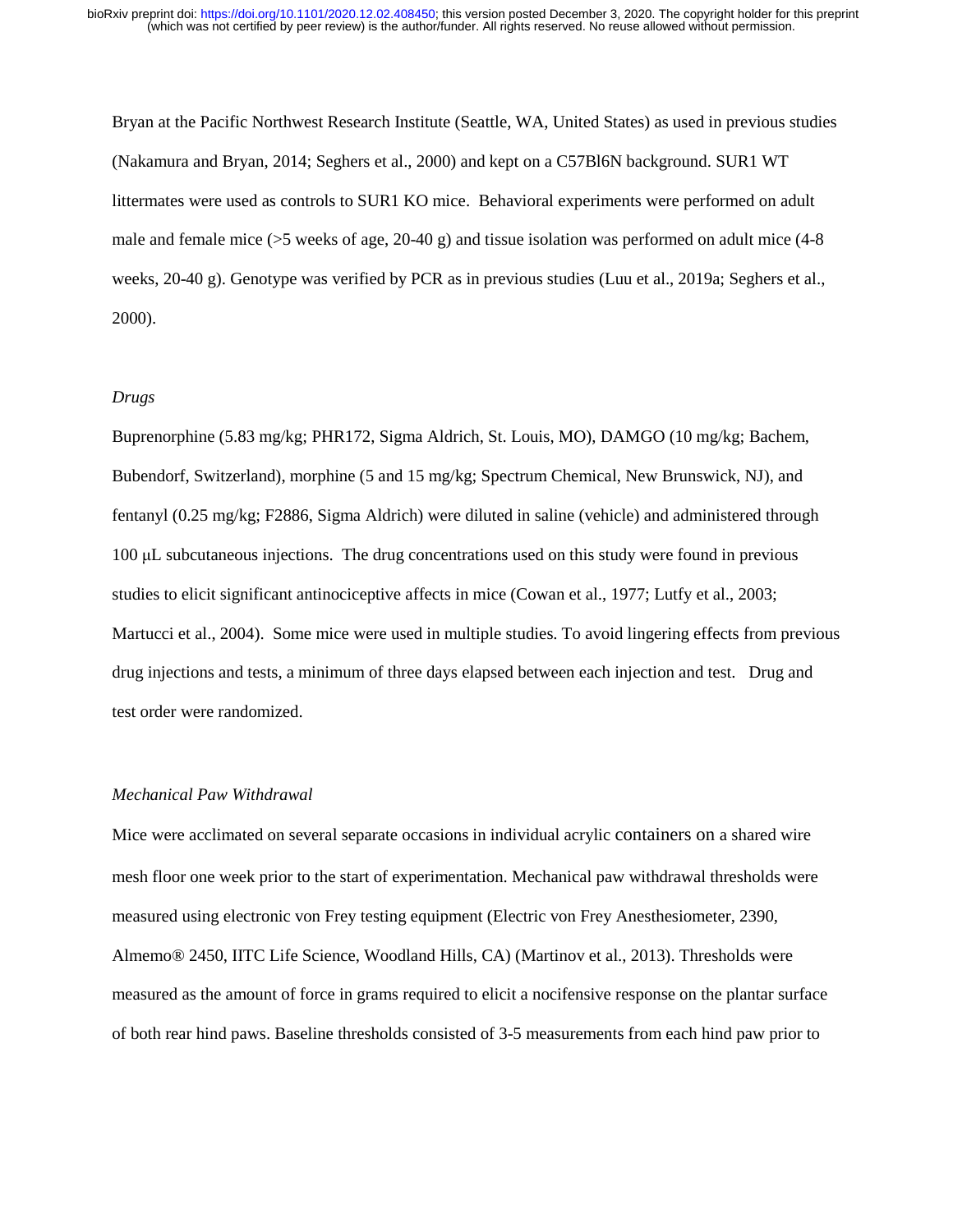Bryan at the Pacific Northwest Research Institute (Seattle, WA, United States) as used in previous studies (Nakamura and Bryan, 2014; Seghers et al., 2000) and kept on a C57Bl6N background. SUR1 WT littermates were used as controls to SUR1 KO mice. Behavioral experiments were performed on adult male and female mice (>5 weeks of age, 20-40 g) and tissue isolation was performed on adult mice (4-8 weeks, 20-40 g). Genotype was verified by PCR as in previous studies (Luu et al., 2019a; Seghers et al., 2000).

*Drugs*

Buprenorphine (5.83 mg/kg; PHR172, Sigma Aldrich, St. Louis, MO), DAMGO (10 mg/kg; Bachem, Bubendorf, Switzerland), morphine (5 and 15 mg/kg; Spectrum Chemical, New Brunswick, NJ), and fentanyl (0.25 mg/kg; F2886, Sigma Aldrich) were diluted in saline (vehicle) and administered through 100 μL subcutaneous injections. The drug concentrations used on this study were found in previous studies to elicit significant antinociceptive affects in mice (Cowan et al., 1977; Lutfy et al., 2003; Martucci et al., 2004). Some mice were used in multiple studies. To avoid lingering effects from previous drug injections and tests, a minimum of three days elapsed between each injection and test. Drug and test order were randomized.

*Mechanical Paw Withdrawal*

Mice were acclimated on several separate occasions in individual acrylic containers on a shared wire mesh floor one week prior to the start of experimentation. Mechanical paw withdrawal thresholds were measured using electronic von Frey testing equipment (Electric von Frey Anesthesiometer, 2390, Almemo® 2450, IITC Life Science, Woodland Hills, CA) (Martinov et al., 2013). Thresholds were measured as the amount of force in grams required to elicit a nocifensive response on the plantar surface of both rear hind paws. Baseline thresholds consisted of 3-5 measurements from each hind paw prior to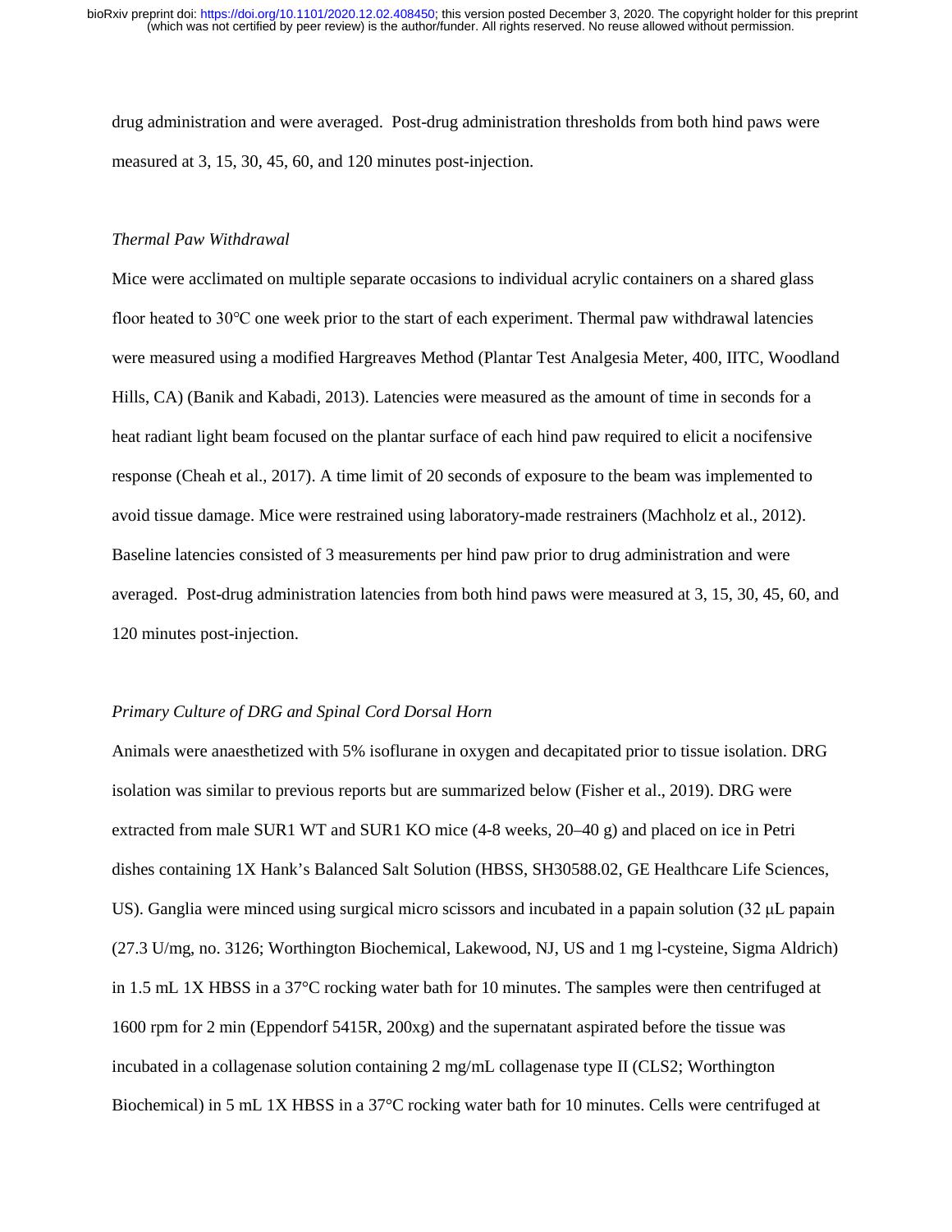drug administration and were averaged. Post-drug administration thresholds from both hind paws were measured at 3, 15, 30, 45, 60, and 120 minutes post-injection.

*Thermal Paw Withdrawal*

Mice were acclimated on multiple separate occasions to individual acrylic containers on a shared glass floor heated to 30℃ one week prior to the start of each experiment. Thermal paw withdrawal latencies were measured using a modified Hargreaves Method (Plantar Test Analgesia Meter, 400, IITC, Woodland Hills, CA) (Banik and Kabadi, 2013). Latencies were measured as the amount of time in seconds for a heat radiant light beam focused on the plantar surface of each hind paw required to elicit a nocifensive response (Cheah et al., 2017). A time limit of 20 seconds of exposure to the beam was implemented to avoid tissue damage. Mice were restrained using laboratory-made restrainers (Machholz et al., 2012). Baseline latencies consisted of 3 measurements per hind paw prior to drug administration and were averaged. Post-drug administration latencies from both hind paws were measured at 3, 15, 30, 45, 60, and 120 minutes post-injection.

*Primary Culture of DRG and Spinal Cord Dorsal Horn*

Animals were anaesthetized with 5% isoflurane in oxygen and decapitated prior to tissue isolation. DRG isolation was similar to previous reports but are summarized below (Fisher et al., 2019). DRG were extracted from male SUR1 WT and SUR1 KO mice (4-8 weeks, 20–40 g) and placed on ice in Petri dishes containing 1X Hank's Balanced Salt Solution (HBSS, SH30588.02, GE Healthcare Life Sciences, US). Ganglia were minced using surgical micro scissors and incubated in a papain solution (32 μL papain (27.3 U/mg, no. 3126; Worthington Biochemical, Lakewood, NJ, US and 1 mg l-cysteine, Sigma Aldrich) in 1.5 mL 1X HBSS in a 37°C rocking water bath for 10 minutes. The samples were then centrifuged at 1600 rpm for 2 min (Eppendorf 5415R, 200xg) and the supernatant aspirated before the tissue was incubated in a collagenase solution containing 2 mg/mL collagenase type II (CLS2; Worthington Biochemical) in 5 mL 1X HBSS in a 37°C rocking water bath for 10 minutes. Cells were centrifuged at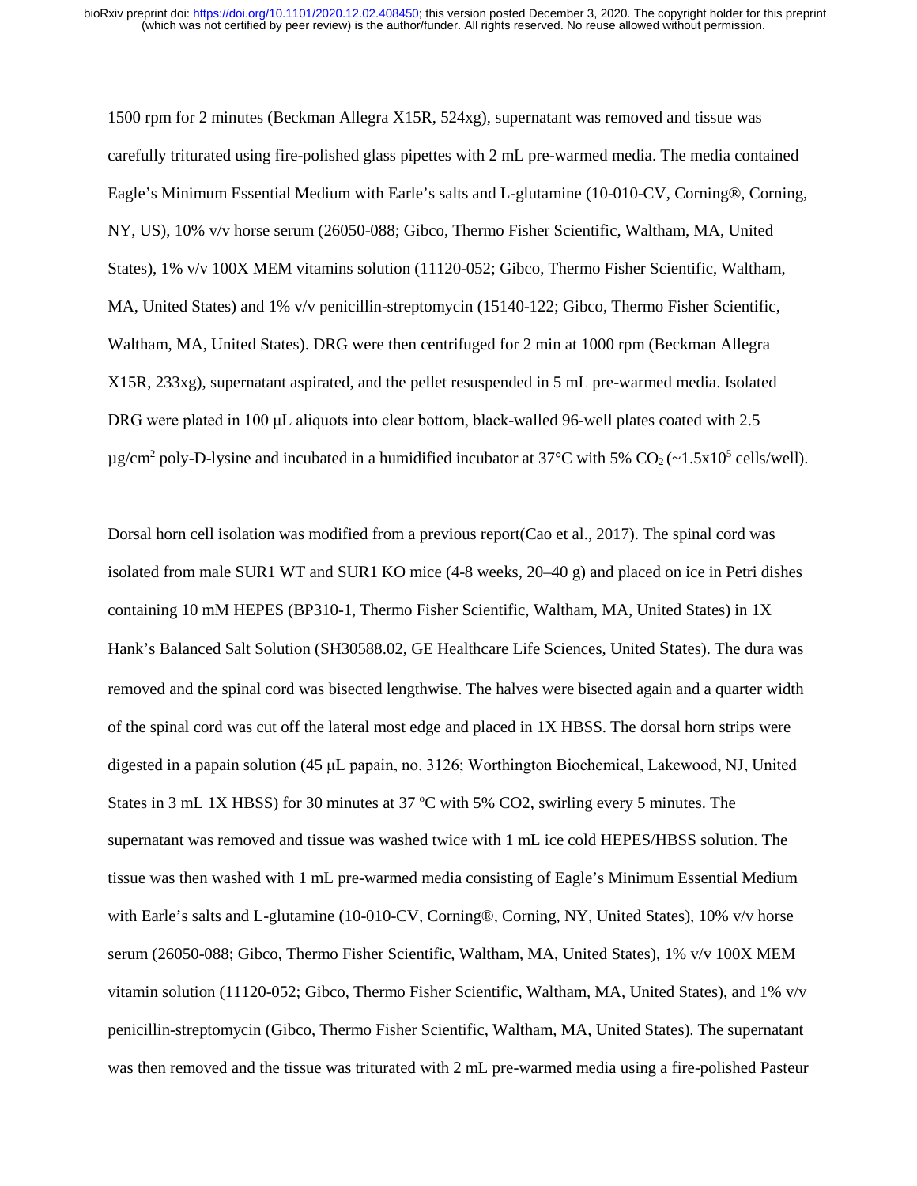1500 rpm for 2 minutes (Beckman Allegra X15R, 524xg), supernatant was removed and tissue was carefully triturated using fire-polished glass pipettes with 2 mL pre-warmed media. The media contained Eagle's Minimum Essential Medium with Earle's salts and L-glutamine (10-010-CV, Corning®, Corning, NY, US), 10% v/v horse serum (26050-088; Gibco, Thermo Fisher Scientific, Waltham, MA, United States), 1% v/v 100X MEM vitamins solution (11120-052; Gibco, Thermo Fisher Scientific, Waltham, MA, United States) and 1% v/v penicillin-streptomycin (15140-122; Gibco, Thermo Fisher Scientific, Waltham, MA, United States). DRG were then centrifuged for 2 min at 1000 rpm (Beckman Allegra X15R, 233xg), supernatant aspirated, and the pellet resuspended in 5 mL pre-warmed media. Isolated DRG were plated in 100 μL aliquots into clear bottom, black-walled 96-well plates coated with 2.5 $\mu g/cm^2$ poly-D-lysine and incubated in a humidified incubator at 37°C with 5% $CO_2$ (~$1.5 \times 10^5$ cells/well).

Dorsal horn cell isolation was modified from a previous report(Cao et al., 2017). The spinal cord was isolated from male SUR1 WT and SUR1 KO mice (4-8 weeks, 20–40 g) and placed on ice in Petri dishes containing 10 mM HEPES (BP310-1, Thermo Fisher Scientific, Waltham, MA, United States) in 1X Hank's Balanced Salt Solution (SH30588.02, GE Healthcare Life Sciences, United States). The dura was removed and the spinal cord was bisected lengthwise. The halves were bisected again and a quarter width of the spinal cord was cut off the lateral most edge and placed in 1X HBSS. The dorsal horn strips were digested in a papain solution (45 μL papain, no. 3126; Worthington Biochemical, Lakewood, NJ, United States in 3 mL 1X HBSS) for 30 minutes at 37 °C with 5% CO2, swirling every 5 minutes. The supernatant was removed and tissue was washed twice with 1 mL ice cold HEPES/HBSS solution. The tissue was then washed with 1 mL pre-warmed media consisting of Eagle's Minimum Essential Medium with Earle's salts and L-glutamine (10-010-CV, Corning®, Corning, NY, United States), 10% v/v horse serum (26050-088; Gibco, Thermo Fisher Scientific, Waltham, MA, United States), 1% v/v 100X MEM vitamin solution (11120-052; Gibco, Thermo Fisher Scientific, Waltham, MA, United States), and 1% v/v penicillin-streptomycin (Gibco, Thermo Fisher Scientific, Waltham, MA, United States). The supernatant was then removed and the tissue was triturated with 2 mL pre-warmed media using a fire-polished Pasteur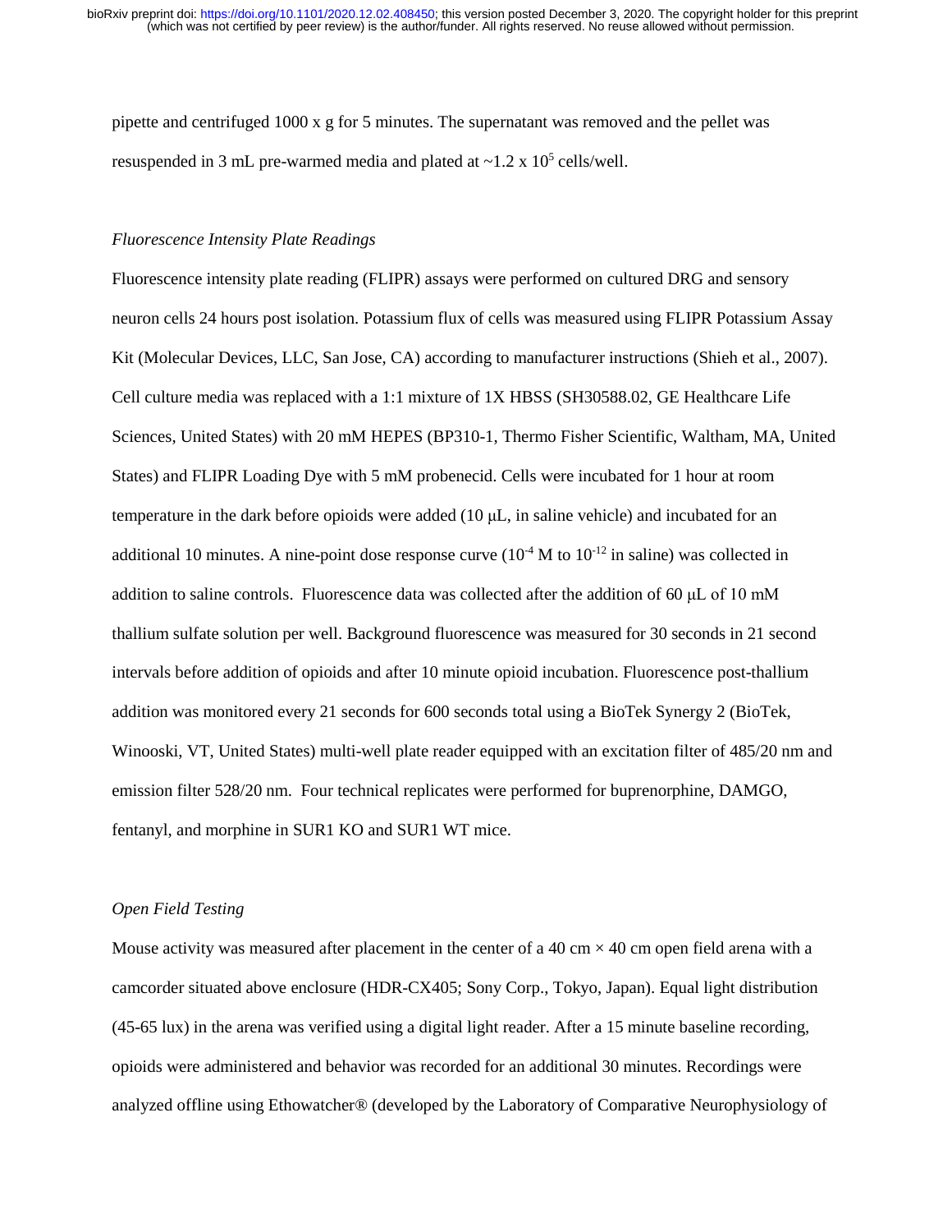pipette and centrifuged 1000 x g for 5 minutes. The supernatant was removed and the pellet was resuspended in 3 mL pre-warmed media and plated at ~1.2 x $10^5$ cells/well.

*Fluorescence Intensity Plate Readings*

Fluorescence intensity plate reading (FLIPR) assays were performed on cultured DRG and sensory neuron cells 24 hours post isolation. Potassium flux of cells was measured using FLIPR Potassium Assay Kit (Molecular Devices, LLC, San Jose, CA) according to manufacturer instructions (Shieh et al., 2007). Cell culture media was replaced with a 1:1 mixture of 1X HBSS (SH30588.02, GE Healthcare Life Sciences, United States) with 20 mM HEPES (BP310-1, Thermo Fisher Scientific, Waltham, MA, United States) and FLIPR Loading Dye with 5 mM probenecid. Cells were incubated for 1 hour at room temperature in the dark before opioids were added (10 μL, in saline vehicle) and incubated for an additional 10 minutes. A nine-point dose response curve ($10^{-4}$ M to $10^{-12}$ in saline) was collected in addition to saline controls. Fluorescence data was collected after the addition of 60 μL of 10 mM thallium sulfate solution per well. Background fluorescence was measured for 30 seconds in 21 second intervals before addition of opioids and after 10 minute opioid incubation. Fluorescence post-thallium addition was monitored every 21 seconds for 600 seconds total using a BioTek Synergy 2 (BioTek, Winooski, VT, United States) multi-well plate reader equipped with an excitation filter of 485/20 nm and emission filter 528/20 nm. Four technical replicates were performed for buprenorphine, DAMGO, fentanyl, and morphine in SUR1 KO and SUR1 WT mice.

*Open Field Testing*

Mouse activity was measured after placement in the center of a 40 cm × 40 cm open field arena with a camcorder situated above enclosure (HDR-CX405; Sony Corp., Tokyo, Japan). Equal light distribution (45-65 lux) in the arena was verified using a digital light reader. After a 15 minute baseline recording, opioids were administered and behavior was recorded for an additional 30 minutes. Recordings were analyzed offline using Ethowatcher® (developed by the Laboratory of Comparative Neurophysiology of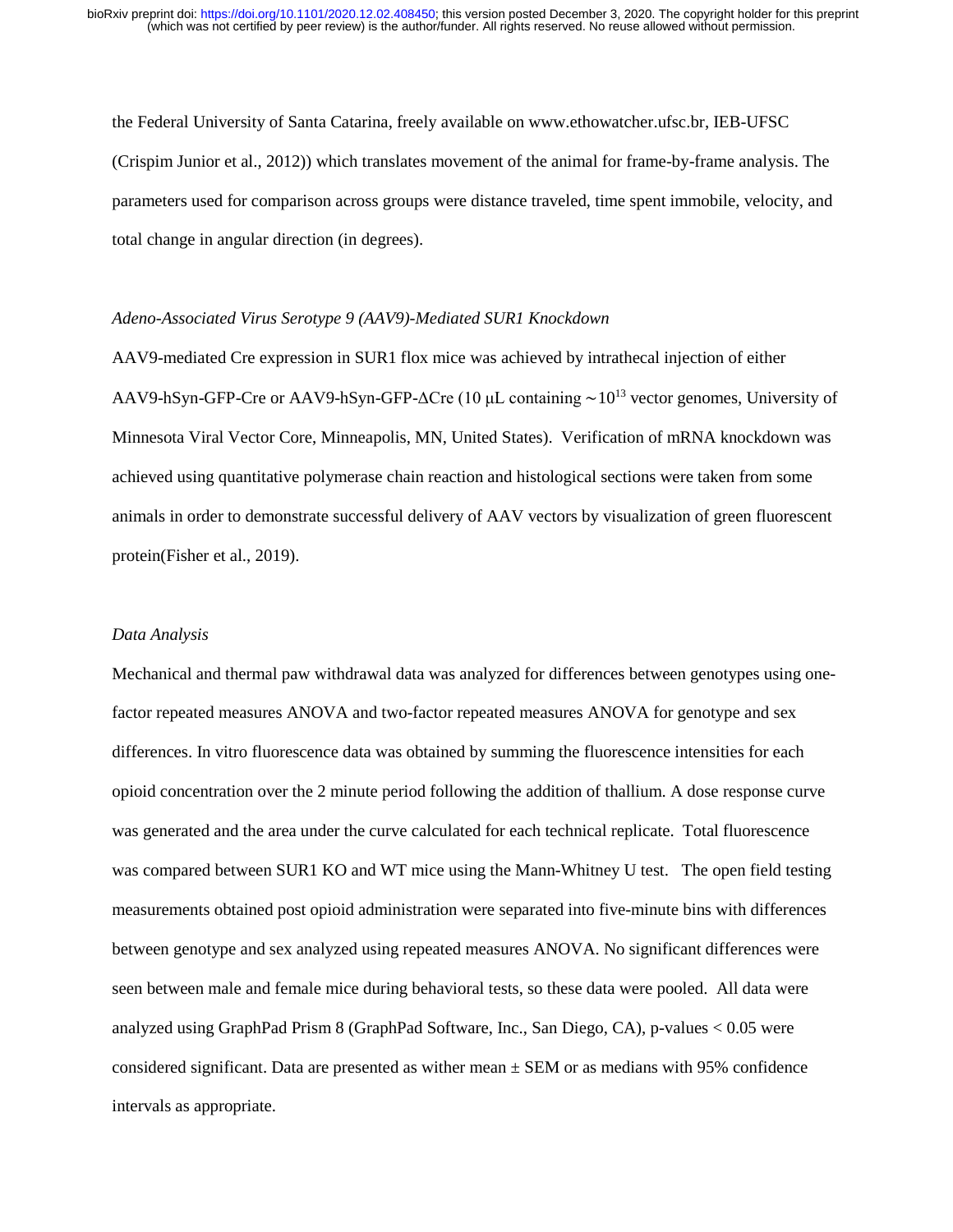the Federal University of Santa Catarina, freely available on www.ethowatcher.ufsc.br, IEB-UFSC (Crispim Junior et al., 2012)) which translates movement of the animal for frame-by-frame analysis. The parameters used for comparison across groups were distance traveled, time spent immobile, velocity, and total change in angular direction (in degrees).

*Adeno-Associated Virus Serotype 9 (AAV9)-Mediated SUR1 Knockdown*

AAV9-mediated Cre expression in SUR1 flox mice was achieved by intrathecal injection of either AAV9-hSyn-GFP-Cre or AAV9-hSyn-GFP-ΔCre (10 μL containing $\sim 10^{13}$ vector genomes, University of Minnesota Viral Vector Core, Minneapolis, MN, United States). Verification of mRNA knockdown was achieved using quantitative polymerase chain reaction and histological sections were taken from some animals in order to demonstrate successful delivery of AAV vectors by visualization of green fluorescent protein(Fisher et al., 2019).

*Data Analysis*

Mechanical and thermal paw withdrawal data was analyzed for differences between genotypes using one-factor repeated measures ANOVA and two-factor repeated measures ANOVA for genotype and sex differences. In vitro fluorescence data was obtained by summing the fluorescence intensities for each opioid concentration over the 2 minute period following the addition of thallium. A dose response curve was generated and the area under the curve calculated for each technical replicate. Total fluorescence was compared between SUR1 KO and WT mice using the Mann-Whitney U test. The open field testing measurements obtained post opioid administration were separated into five-minute bins with differences between genotype and sex analyzed using repeated measures ANOVA. No significant differences were seen between male and female mice during behavioral tests, so these data were pooled. All data were analyzed using GraphPad Prism 8 (GraphPad Software, Inc., San Diego, CA), p-values $< 0.05$ were considered significant. Data are presented as wither mean ± SEM or as medians with 95% confidence intervals as appropriate.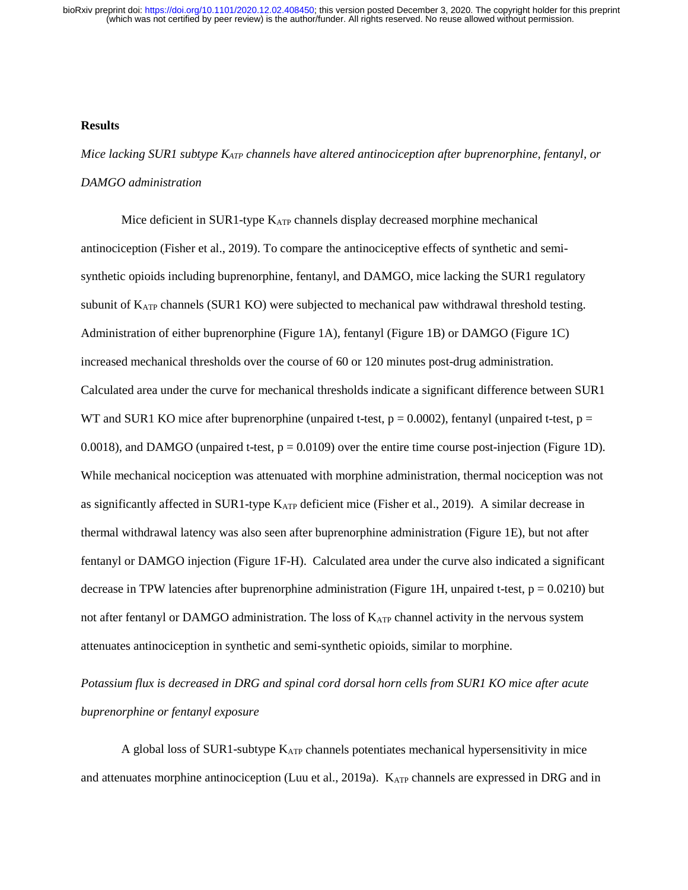## Results

*Mice lacking SUR1 subtype $K_{ATP}$ channels have altered antinociception after buprenorphine, fentanyl, or DAMGO administration*

Mice deficient in SUR1-type $K_{ATP}$ channels display decreased morphine mechanical antinociception (Fisher et al., 2019). To compare the antinociceptive effects of synthetic and semi-synthetic opioids including buprenorphine, fentanyl, and DAMGO, mice lacking the SUR1 regulatory subunit of $K_{ATP}$ channels (SUR1 KO) were subjected to mechanical paw withdrawal threshold testing. Administration of either buprenorphine (Figure 1A), fentanyl (Figure 1B) or DAMGO (Figure 1C) increased mechanical thresholds over the course of 60 or 120 minutes post-drug administration. Calculated area under the curve for mechanical thresholds indicate a significant difference between SUR1 WT and SUR1 KO mice after buprenorphine (unpaired t-test, $p = 0.0002$), fentanyl (unpaired t-test, $p = 0.0018$), and DAMGO (unpaired t-test, $p = 0.0109$) over the entire time course post-injection (Figure 1D). While mechanical nociception was attenuated with morphine administration, thermal nociception was not as significantly affected in SUR1-type $K_{ATP}$ deficient mice (Fisher et al., 2019). A similar decrease in thermal withdrawal latency was also seen after buprenorphine administration (Figure 1E), but not after fentanyl or DAMGO injection (Figure 1F-H). Calculated area under the curve also indicated a significant decrease in TPW latencies after buprenorphine administration (Figure 1H, unpaired t-test, $p = 0.0210$) but not after fentanyl or DAMGO administration. The loss of $K_{ATP}$ channel activity in the nervous system attenuates antinociception in synthetic and semi-synthetic opioids, similar to morphine.

*Potassium flux is decreased in DRG and spinal cord dorsal horn cells from SUR1 KO mice after acute buprenorphine or fentanyl exposure*

A global loss of SUR1-subtype $K_{ATP}$ channels potentiates mechanical hypersensitivity in mice and attenuates morphine antinociception (Luu et al., 2019a). $K_{ATP}$ channels are expressed in DRG and in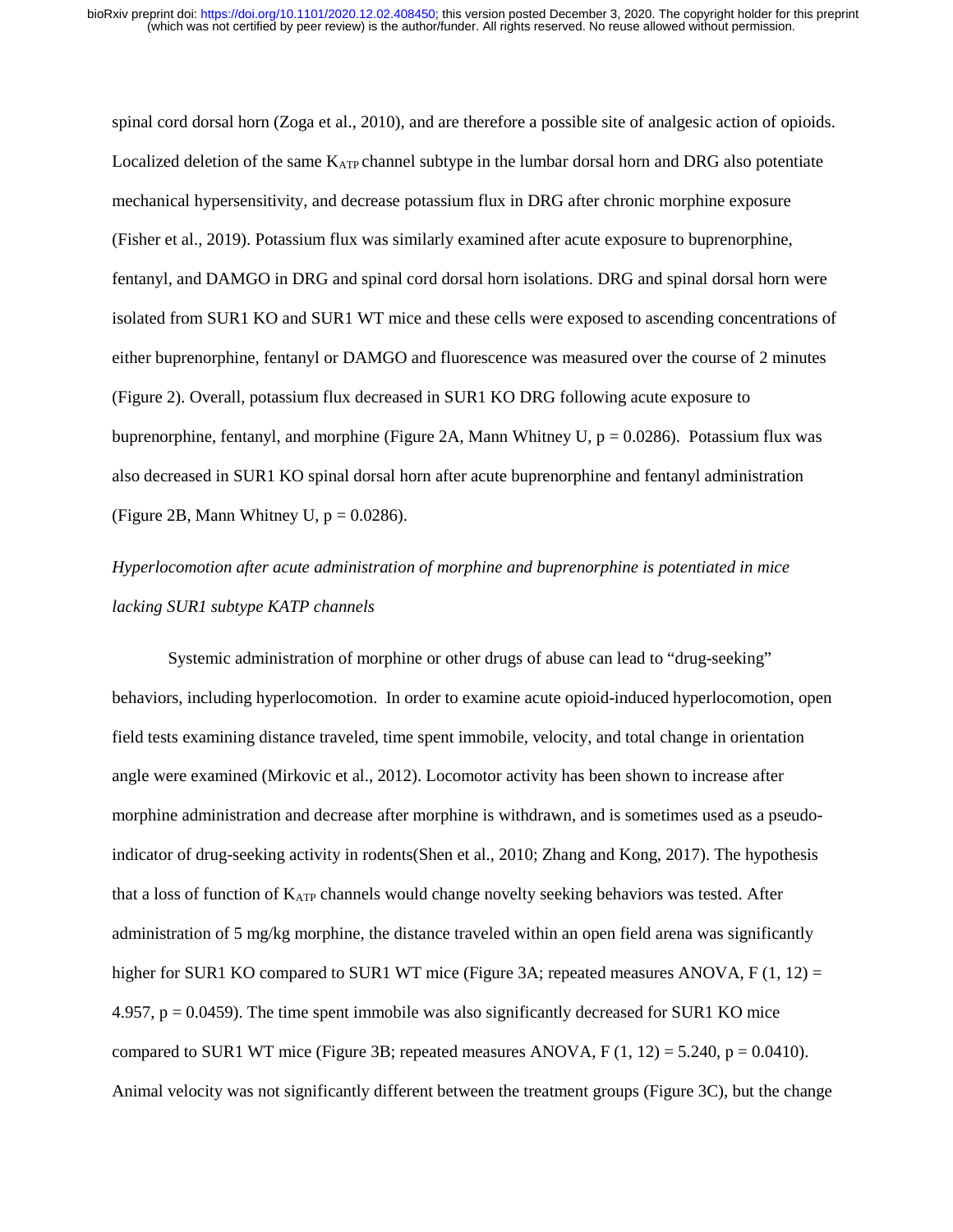spinal cord dorsal horn (Zoga et al., 2010), and are therefore a possible site of analgesic action of opioids. Localized deletion of the same $K_{ATP}$ channel subtype in the lumbar dorsal horn and DRG also potentiate mechanical hypersensitivity, and decrease potassium flux in DRG after chronic morphine exposure (Fisher et al., 2019). Potassium flux was similarly examined after acute exposure to buprenorphine, fentanyl, and DAMGO in DRG and spinal cord dorsal horn isolations. DRG and spinal dorsal horn were isolated from SUR1 KO and SUR1 WT mice and these cells were exposed to ascending concentrations of either buprenorphine, fentanyl or DAMGO and fluorescence was measured over the course of 2 minutes (Figure 2). Overall, potassium flux decreased in SUR1 KO DRG following acute exposure to buprenorphine, fentanyl, and morphine (Figure 2A, Mann Whitney U, $p = 0.0286$). Potassium flux was also decreased in SUR1 KO spinal dorsal horn after acute buprenorphine and fentanyl administration (Figure 2B, Mann Whitney U, $p = 0.0286$).

*Hyperlocomotion after acute administration of morphine and buprenorphine is potentiated in mice lacking SUR1 subtype KATP channels*

Systemic administration of morphine or other drugs of abuse can lead to "drug-seeking" behaviors, including hyperlocomotion. In order to examine acute opioid-induced hyperlocomotion, open field tests examining distance traveled, time spent immobile, velocity, and total change in orientation angle were examined (Mirkovic et al., 2012). Locomotor activity has been shown to increase after morphine administration and decrease after morphine is withdrawn, and is sometimes used as a pseudo-indicator of drug-seeking activity in rodents(Shen et al., 2010; Zhang and Kong, 2017). The hypothesis that a loss of function of $K_{ATP}$ channels would change novelty seeking behaviors was tested. After administration of 5 mg/kg morphine, the distance traveled within an open field arena was significantly higher for SUR1 KO compared to SUR1 WT mice (Figure 3A; repeated measures ANOVA, $F(1, 12) = 4.957$, $p = 0.0459$). The time spent immobile was also significantly decreased for SUR1 KO mice compared to SUR1 WT mice (Figure 3B; repeated measures ANOVA, $F(1, 12) = 5.240$, $p = 0.0410$). Animal velocity was not significantly different between the treatment groups (Figure 3C), but the change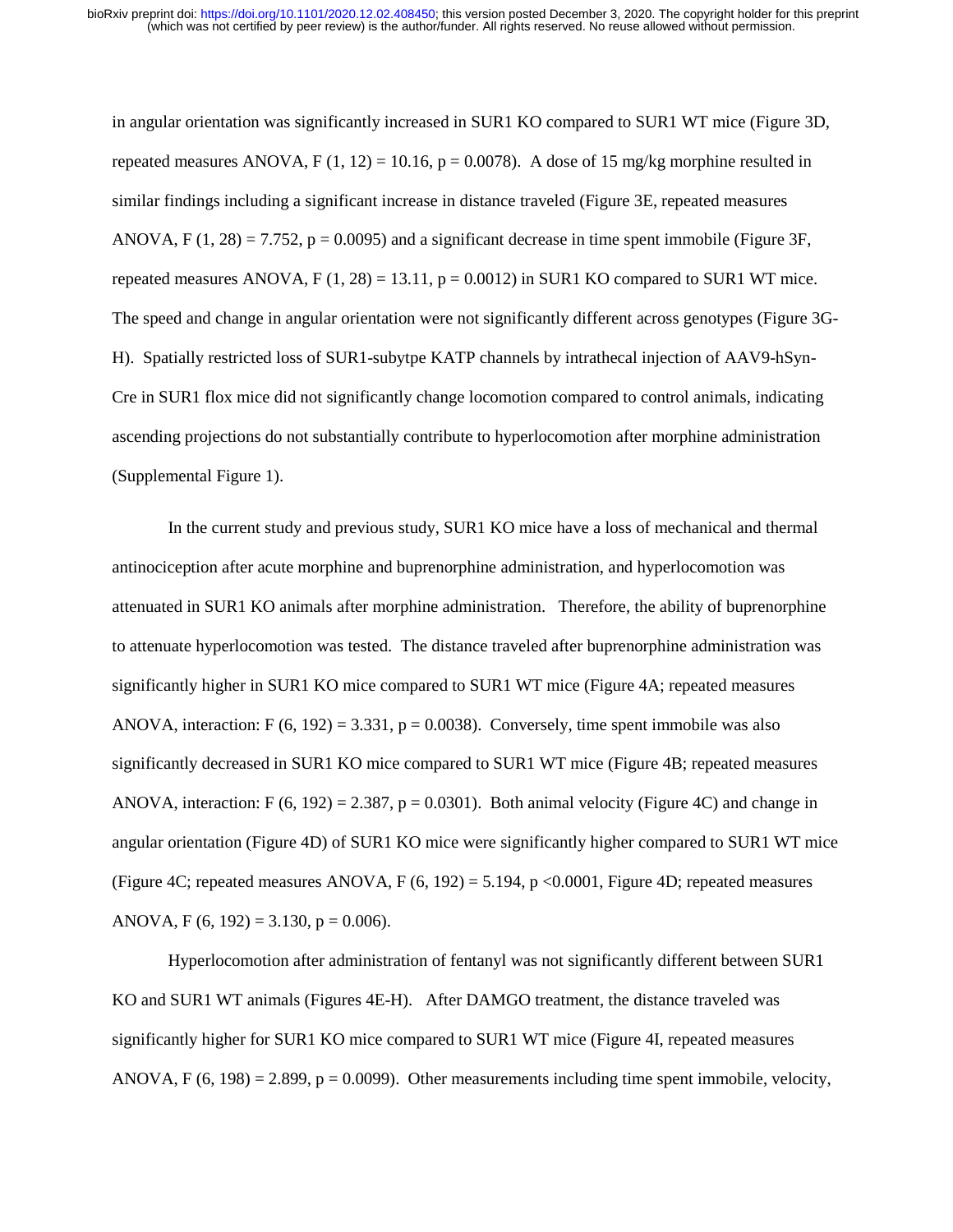in angular orientation was significantly increased in SUR1 KO compared to SUR1 WT mice (Figure 3D, repeated measures ANOVA, $F(1, 12) = 10.16$, $p = 0.0078$). A dose of 15 mg/kg morphine resulted in similar findings including a significant increase in distance traveled (Figure 3E, repeated measures ANOVA, $F(1, 28) = 7.752$, $p = 0.0095$) and a significant decrease in time spent immobile (Figure 3F, repeated measures ANOVA, $F(1, 28) = 13.11$, $p = 0.0012$) in SUR1 KO compared to SUR1 WT mice. The speed and change in angular orientation were not significantly different across genotypes (Figure 3G-H). Spatially restricted loss of SUR1-subytpe KATP channels by intrathecal injection of AAV9-hSyn-Cre in SUR1 flox mice did not significantly change locomotion compared to control animals, indicating ascending projections do not substantially contribute to hyperlocomotion after morphine administration (Supplemental Figure 1).

In the current study and previous study, SUR1 KO mice have a loss of mechanical and thermal antinociception after acute morphine and buprenorphine administration, and hyperlocomotion was attenuated in SUR1 KO animals after morphine administration. Therefore, the ability of buprenorphine to attenuate hyperlocomotion was tested. The distance traveled after buprenorphine administration was significantly higher in SUR1 KO mice compared to SUR1 WT mice (Figure 4A; repeated measures ANOVA, interaction: $F(6, 192) = 3.331$, $p = 0.0038$). Conversely, time spent immobile was also significantly decreased in SUR1 KO mice compared to SUR1 WT mice (Figure 4B; repeated measures ANOVA, interaction: $F(6, 192) = 2.387$, $p = 0.0301$). Both animal velocity (Figure 4C) and change in angular orientation (Figure 4D) of SUR1 KO mice were significantly higher compared to SUR1 WT mice (Figure 4C; repeated measures ANOVA, $F(6, 192) = 5.194$, $p < 0.0001$, Figure 4D; repeated measures ANOVA, $F(6, 192) = 3.130$, $p = 0.006$).

Hyperlocomotion after administration of fentanyl was not significantly different between SUR1 KO and SUR1 WT animals (Figures 4E-H). After DAMGO treatment, the distance traveled was significantly higher for SUR1 KO mice compared to SUR1 WT mice (Figure 4I, repeated measures ANOVA, $F(6, 198) = 2.899$, $p = 0.0099$). Other measurements including time spent immobile, velocity,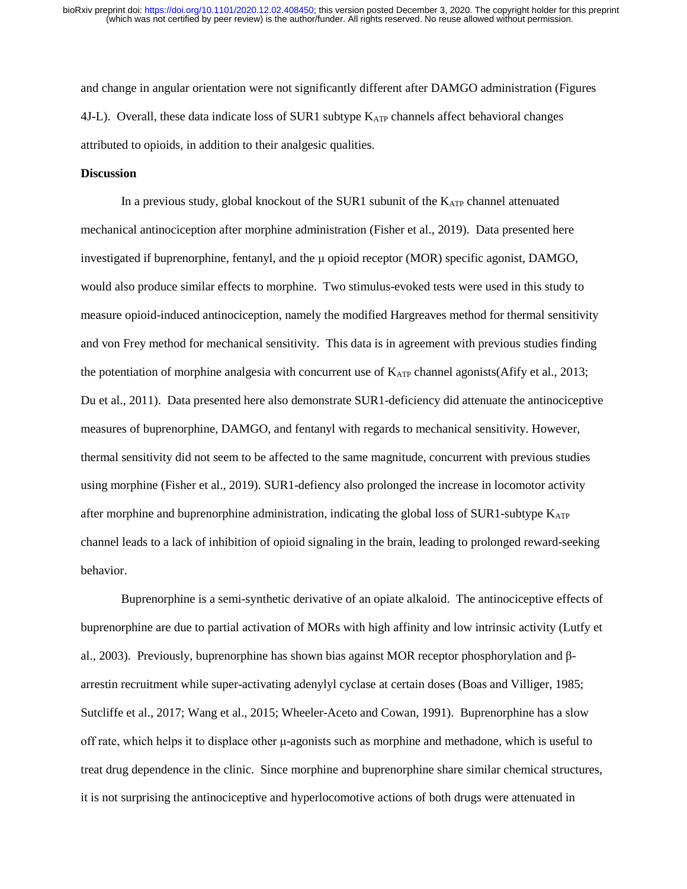and change in angular orientation were not significantly different after DAMGO administration (Figures 4J-L). Overall, these data indicate loss of SUR1 subtype $K_{ATP}$ channels affect behavioral changes attributed to opioids, in addition to their analgesic qualities.

## Discussion

In a previous study, global knockout of the SUR1 subunit of the $K_{ATP}$ channel attenuated mechanical antinociception after morphine administration (Fisher et al., 2019). Data presented here investigated if buprenorphine, fentanyl, and the μ opioid receptor (MOR) specific agonist, DAMGO, would also produce similar effects to morphine. Two stimulus-evoked tests were used in this study to measure opioid-induced antinociception, namely the modified Hargreaves method for thermal sensitivity and von Frey method for mechanical sensitivity. This data is in agreement with previous studies finding the potentiation of morphine analgesia with concurrent use of $K_{ATP}$ channel agonists(Afify et al., 2013; Du et al., 2011). Data presented here also demonstrate SUR1-deficiency did attenuate the antinociceptive measures of buprenorphine, DAMGO, and fentanyl with regards to mechanical sensitivity. However, thermal sensitivity did not seem to be affected to the same magnitude, concurrent with previous studies using morphine (Fisher et al., 2019). SUR1-defiency also prolonged the increase in locomotor activity after morphine and buprenorphine administration, indicating the global loss of SUR1-subtype $K_{ATP}$ channel leads to a lack of inhibition of opioid signaling in the brain, leading to prolonged reward-seeking behavior.

Buprenorphine is a semi-synthetic derivative of an opiate alkaloid. The antinociceptive effects of buprenorphine are due to partial activation of MORs with high affinity and low intrinsic activity (Lutfy et al., 2003). Previously, buprenorphine has shown bias against MOR receptor phosphorylation and β-arrestin recruitment while super-activating adenylyl cyclase at certain doses (Boas and Villiger, 1985; Sutcliffe et al., 2017; Wang et al., 2015; Wheeler-Aceto and Cowan, 1991). Buprenorphine has a slow off rate, which helps it to displace other μ-agonists such as morphine and methadone, which is useful to treat drug dependence in the clinic. Since morphine and buprenorphine share similar chemical structures, it is not surprising the antinociceptive and hyperlocomotive actions of both drugs were attenuated in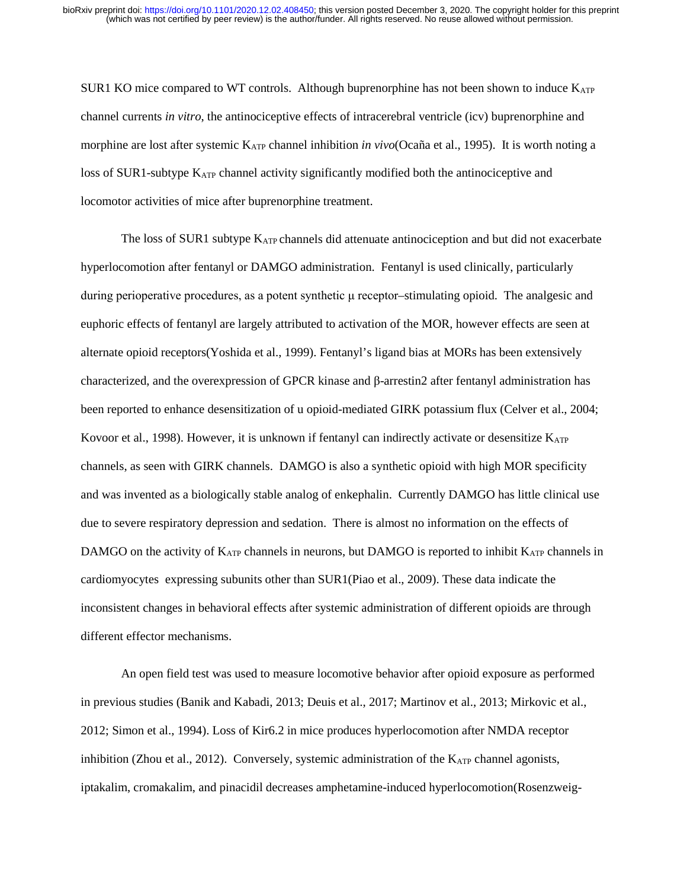SUR1 KO mice compared to WT controls. Although buprenorphine has not been shown to induce $K_{ATP}$ channel currents *in vitro*, the antinociceptive effects of intracerebral ventricle (icv) buprenorphine and morphine are lost after systemic $K_{ATP}$ channel inhibition *in vivo*(Ocaña et al., 1995). It is worth noting a loss of SUR1-subtype $K_{ATP}$ channel activity significantly modified both the antinociceptive and locomotor activities of mice after buprenorphine treatment.

The loss of SUR1 subtype $K_{ATP}$ channels did attenuate antinociception and but did not exacerbate hyperlocomotion after fentanyl or DAMGO administration. Fentanyl is used clinically, particularly during perioperative procedures, as a potent synthetic μ receptor–stimulating opioid. The analgesic and euphoric effects of fentanyl are largely attributed to activation of the MOR, however effects are seen at alternate opioid receptors(Yoshida et al., 1999). Fentanyl's ligand bias at MORs has been extensively characterized, and the overexpression of GPCR kinase and β-arrestin2 after fentanyl administration has been reported to enhance desensitization of u opioid-mediated GIRK potassium flux (Celver et al., 2004; Kovoor et al., 1998). However, it is unknown if fentanyl can indirectly activate or desensitize $K_{ATP}$ channels, as seen with GIRK channels. DAMGO is also a synthetic opioid with high MOR specificity and was invented as a biologically stable analog of enkephalin. Currently DAMGO has little clinical use due to severe respiratory depression and sedation. There is almost no information on the effects of DAMGO on the activity of $K_{ATP}$ channels in neurons, but DAMGO is reported to inhibit $K_{ATP}$ channels in cardiomyocytes expressing subunits other than SUR1(Piao et al., 2009). These data indicate the inconsistent changes in behavioral effects after systemic administration of different opioids are through different effector mechanisms.

An open field test was used to measure locomotive behavior after opioid exposure as performed in previous studies (Banik and Kabadi, 2013; Deuis et al., 2017; Martinov et al., 2013; Mirkovic et al., 2012; Simon et al., 1994). Loss of Kir6.2 in mice produces hyperlocomotion after NMDA receptor inhibition (Zhou et al., 2012). Conversely, systemic administration of the $K_{ATP}$ channel agonists, iptakalim, cromakalim, and pinacidil decreases amphetamine-induced hyperlocomotion(Rosenzweig-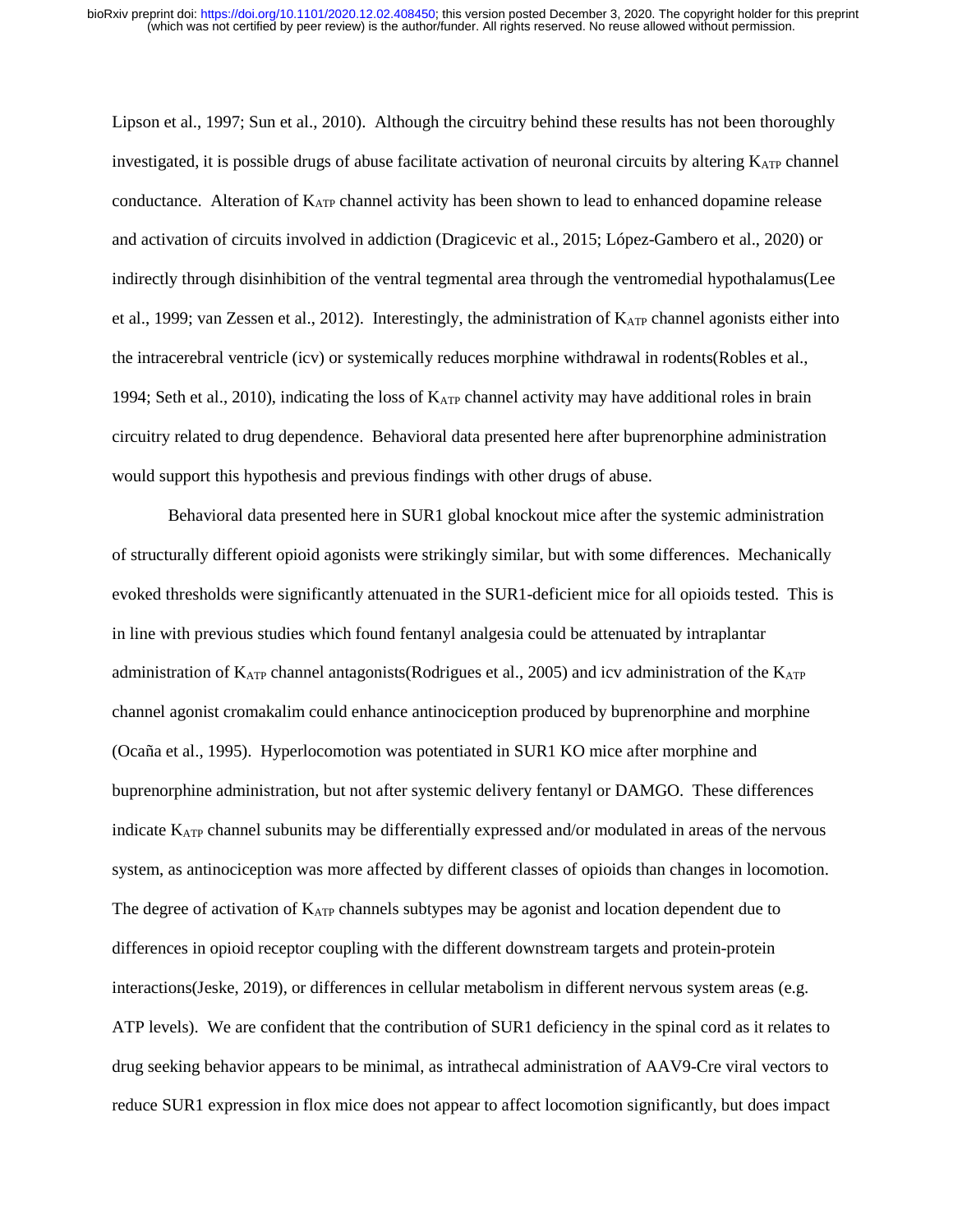Lipson et al., 1997; Sun et al., 2010). Although the circuitry behind these results has not been thoroughly investigated, it is possible drugs of abuse facilitate activation of neuronal circuits by altering $K_{ATP}$ channel conductance. Alteration of $K_{ATP}$ channel activity has been shown to lead to enhanced dopamine release and activation of circuits involved in addiction (Dragicevic et al., 2015; López-Gambero et al., 2020) or indirectly through disinhibition of the ventral tegmental area through the ventromedial hypothalamus(Lee et al., 1999; van Zessen et al., 2012). Interestingly, the administration of $K_{ATP}$ channel agonists either into the intracerebral ventricle (icv) or systemically reduces morphine withdrawal in rodents(Robles et al., 1994; Seth et al., 2010), indicating the loss of $K_{ATP}$ channel activity may have additional roles in brain circuitry related to drug dependence. Behavioral data presented here after buprenorphine administration would support this hypothesis and previous findings with other drugs of abuse.

Behavioral data presented here in SUR1 global knockout mice after the systemic administration of structurally different opioid agonists were strikingly similar, but with some differences. Mechanically evoked thresholds were significantly attenuated in the SUR1-deficient mice for all opioids tested. This is in line with previous studies which found fentanyl analgesia could be attenuated by intraplantar administration of $K_{ATP}$ channel antagonists(Rodrigues et al., 2005) and icv administration of the $K_{ATP}$ channel agonist cromakalim could enhance antinociception produced by buprenorphine and morphine (Ocaña et al., 1995). Hyperlocomotion was potentiated in SUR1 KO mice after morphine and buprenorphine administration, but not after systemic delivery fentanyl or DAMGO. These differences indicate $K_{ATP}$ channel subunits may be differentially expressed and/or modulated in areas of the nervous system, as antinociception was more affected by different classes of opioids than changes in locomotion. The degree of activation of $K_{ATP}$ channels subtypes may be agonist and location dependent due to differences in opioid receptor coupling with the different downstream targets and protein-protein interactions(Jeske, 2019), or differences in cellular metabolism in different nervous system areas (e.g. ATP levels). We are confident that the contribution of SUR1 deficiency in the spinal cord as it relates to drug seeking behavior appears to be minimal, as intrathecal administration of AAV9-Cre viral vectors to reduce SUR1 expression in flox mice does not appear to affect locomotion significantly, but does impact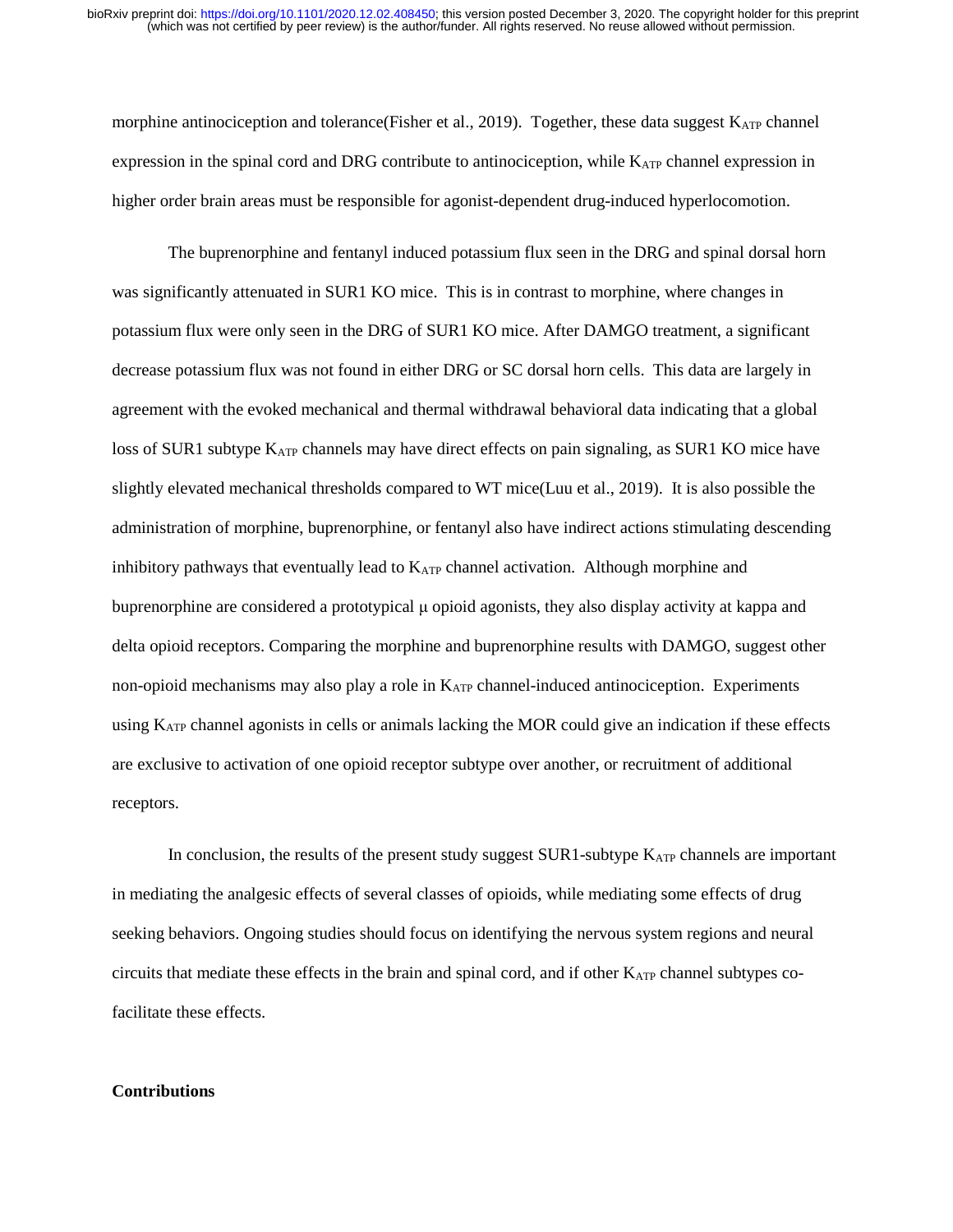morphine antinociception and tolerance(Fisher et al., 2019). Together, these data suggest $K_{ATP}$ channel expression in the spinal cord and DRG contribute to antinociception, while $K_{ATP}$ channel expression in higher order brain areas must be responsible for agonist-dependent drug-induced hyperlocomotion.

The buprenorphine and fentanyl induced potassium flux seen in the DRG and spinal dorsal horn was significantly attenuated in SUR1 KO mice. This is in contrast to morphine, where changes in potassium flux were only seen in the DRG of SUR1 KO mice. After DAMGO treatment, a significant decrease potassium flux was not found in either DRG or SC dorsal horn cells. This data are largely in agreement with the evoked mechanical and thermal withdrawal behavioral data indicating that a global loss of SUR1 subtype $K_{ATP}$ channels may have direct effects on pain signaling, as SUR1 KO mice have slightly elevated mechanical thresholds compared to WT mice(Luu et al., 2019). It is also possible the administration of morphine, buprenorphine, or fentanyl also have indirect actions stimulating descending inhibitory pathways that eventually lead to $K_{ATP}$ channel activation. Although morphine and buprenorphine are considered a prototypical μ opioid agonists, they also display activity at kappa and delta opioid receptors. Comparing the morphine and buprenorphine results with DAMGO, suggest other non-opioid mechanisms may also play a role in $K_{ATP}$ channel-induced antinociception. Experiments using $K_{ATP}$ channel agonists in cells or animals lacking the MOR could give an indication if these effects are exclusive to activation of one opioid receptor subtype over another, or recruitment of additional receptors.

In conclusion, the results of the present study suggest SUR1-subtype $K_{ATP}$ channels are important in mediating the analgesic effects of several classes of opioids, while mediating some effects of drug seeking behaviors. Ongoing studies should focus on identifying the nervous system regions and neural circuits that mediate these effects in the brain and spinal cord, and if other $K_{ATP}$ channel subtypes co-facilitate these effects.

**Contributions**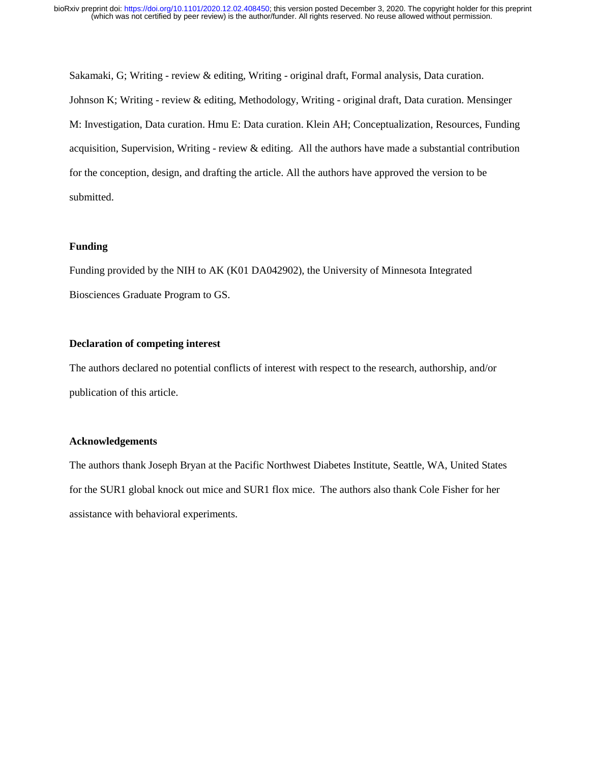Sakamaki, G; Writing - review & editing, Writing - original draft, Formal analysis, Data curation. Johnson K; Writing - review & editing, Methodology, Writing - original draft, Data curation. Mensinger M: Investigation, Data curation. Hmu E: Data curation. Klein AH; Conceptualization, Resources, Funding acquisition, Supervision, Writing - review & editing. All the authors have made a substantial contribution for the conception, design, and drafting the article. All the authors have approved the version to be submitted.

**Funding**

Funding provided by the NIH to AK (K01 DA042902), the University of Minnesota Integrated Biosciences Graduate Program to GS.

**Declaration of competing interest**

The authors declared no potential conflicts of interest with respect to the research, authorship, and/or publication of this article.

**Acknowledgements**

The authors thank Joseph Bryan at the Pacific Northwest Diabetes Institute, Seattle, WA, United States for the SUR1 global knock out mice and SUR1 flox mice. The authors also thank Cole Fisher for her assistance with behavioral experiments.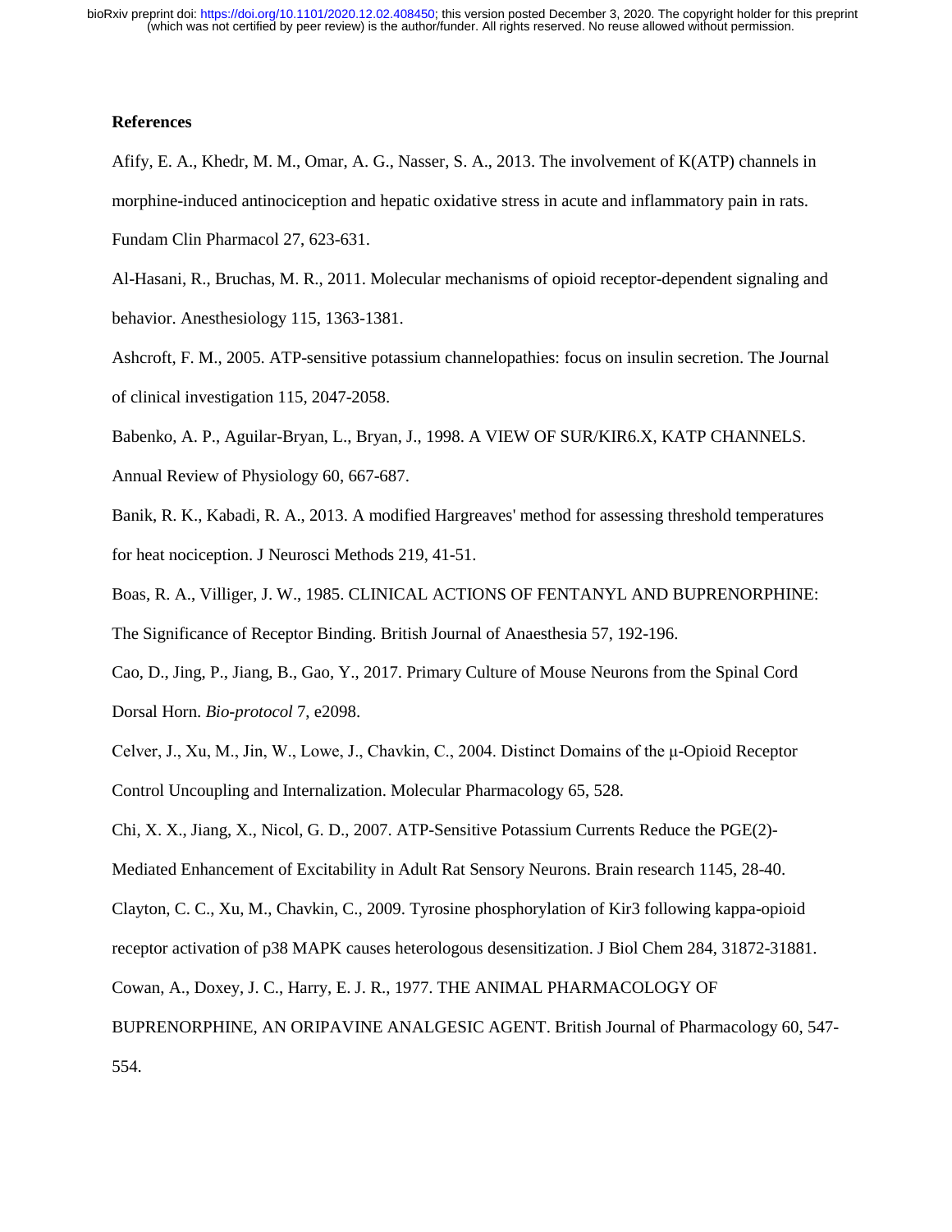**References**

Afify, E. A., Khedr, M. M., Omar, A. G., Nasser, S. A., 2013. The involvement of K(ATP) channels in morphine-induced antinociception and hepatic oxidative stress in acute and inflammatory pain in rats. Fundam Clin Pharmacol 27, 623-631.

Al-Hasani, R., Bruchas, M. R., 2011. Molecular mechanisms of opioid receptor-dependent signaling and behavior. Anesthesiology 115, 1363-1381.

Ashcroft, F. M., 2005. ATP-sensitive potassium channelopathies: focus on insulin secretion. The Journal of clinical investigation 115, 2047-2058.

Babenko, A. P., Aguilar-Bryan, L., Bryan, J., 1998. A VIEW OF SUR/KIR6.X, KATP CHANNELS. Annual Review of Physiology 60, 667-687.

Banik, R. K., Kabadi, R. A., 2013. A modified Hargreaves' method for assessing threshold temperatures for heat nociception. J Neurosci Methods 219, 41-51.

Boas, R. A., Villiger, J. W., 1985. CLINICAL ACTIONS OF FENTANYL AND BUPRENORPHINE: The Significance of Receptor Binding. British Journal of Anaesthesia 57, 192-196.

Cao, D., Jing, P., Jiang, B., Gao, Y., 2017. Primary Culture of Mouse Neurons from the Spinal Cord Dorsal Horn. *Bio-protocol* 7, e2098.

Celver, J., Xu, M., Jin, W., Lowe, J., Chavkin, C., 2004. Distinct Domains of the μ-Opioid Receptor Control Uncoupling and Internalization. Molecular Pharmacology 65, 528.

Chi, X. X., Jiang, X., Nicol, G. D., 2007. ATP-Sensitive Potassium Currents Reduce the PGE(2)-Mediated Enhancement of Excitability in Adult Rat Sensory Neurons. Brain research 1145, 28-40.

Clayton, C. C., Xu, M., Chavkin, C., 2009. Tyrosine phosphorylation of Kir3 following kappa-opioid receptor activation of p38 MAPK causes heterologous desensitization. J Biol Chem 284, 31872-31881.

Cowan, A., Doxey, J. C., Harry, E. J. R., 1977. THE ANIMAL PHARMACOLOGY OF BUPRENORPHINE, AN ORIPAVINE ANALGESIC AGENT. British Journal of Pharmacology 60, 547-554.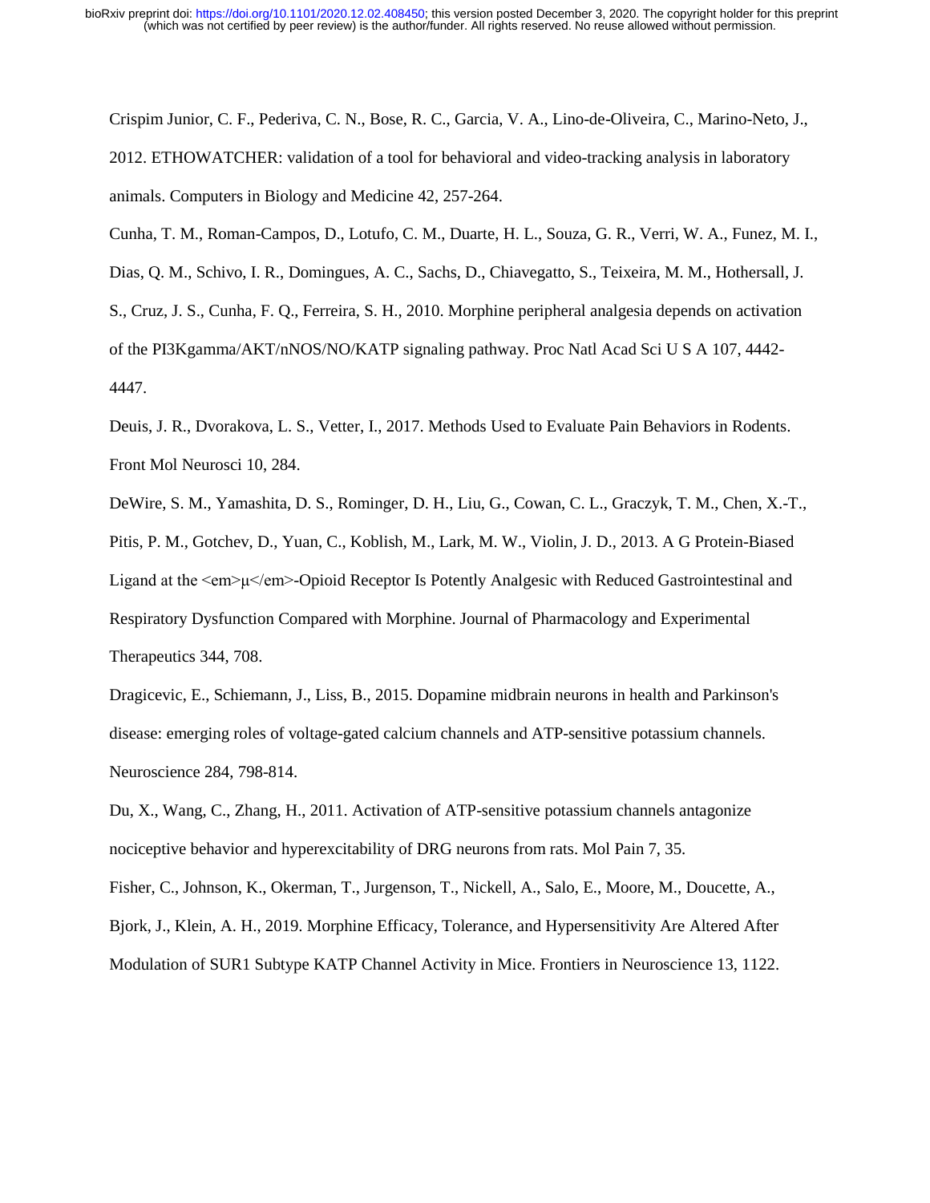Crispim Junior, C. F., Pederiva, C. N., Bose, R. C., Garcia, V. A., Lino-de-Oliveira, C., Marino-Neto, J., 2012. ETHOWATCHER: validation of a tool for behavioral and video-tracking analysis in laboratory animals. Computers in Biology and Medicine 42, 257-264.

Cunha, T. M., Roman-Campos, D., Lotufo, C. M., Duarte, H. L., Souza, G. R., Verri, W. A., Funez, M. I., Dias, Q. M., Schivo, I. R., Domingues, A. C., Sachs, D., Chiavegatto, S., Teixeira, M. M., Hothersall, J. S., Cruz, J. S., Cunha, F. Q., Ferreira, S. H., 2010. Morphine peripheral analgesia depends on activation of the PI3Kgamma/AKT/nNOS/NO/KATP signaling pathway. Proc Natl Acad Sci U S A 107, 4442-4447.

Deuis, J. R., Dvorakova, L. S., Vetter, I., 2017. Methods Used to Evaluate Pain Behaviors in Rodents. Front Mol Neurosci 10, 284.

DeWire, S. M., Yamashita, D. S., Rominger, D. H., Liu, G., Cowan, C. L., Graczyk, T. M., Chen, X.-T., Pitis, P. M., Gotchev, D., Yuan, C., Koblish, M., Lark, M. W., Violin, J. D., 2013. A G Protein-Biased Ligand at the <em>μ</em>-Opioid Receptor Is Potently Analgesic with Reduced Gastrointestinal and Respiratory Dysfunction Compared with Morphine. Journal of Pharmacology and Experimental Therapeutics 344, 708.

Dragicevic, E., Schiemann, J., Liss, B., 2015. Dopamine midbrain neurons in health and Parkinson's disease: emerging roles of voltage-gated calcium channels and ATP-sensitive potassium channels. Neuroscience 284, 798-814.

Du, X., Wang, C., Zhang, H., 2011. Activation of ATP-sensitive potassium channels antagonize nociceptive behavior and hyperexcitability of DRG neurons from rats. Mol Pain 7, 35.

Fisher, C., Johnson, K., Okerman, T., Jurgenson, T., Nickell, A., Salo, E., Moore, M., Doucette, A., Bjork, J., Klein, A. H., 2019. Morphine Efficacy, Tolerance, and Hypersensitivity Are Altered After Modulation of SUR1 Subtype KATP Channel Activity in Mice. Frontiers in Neuroscience 13, 1122.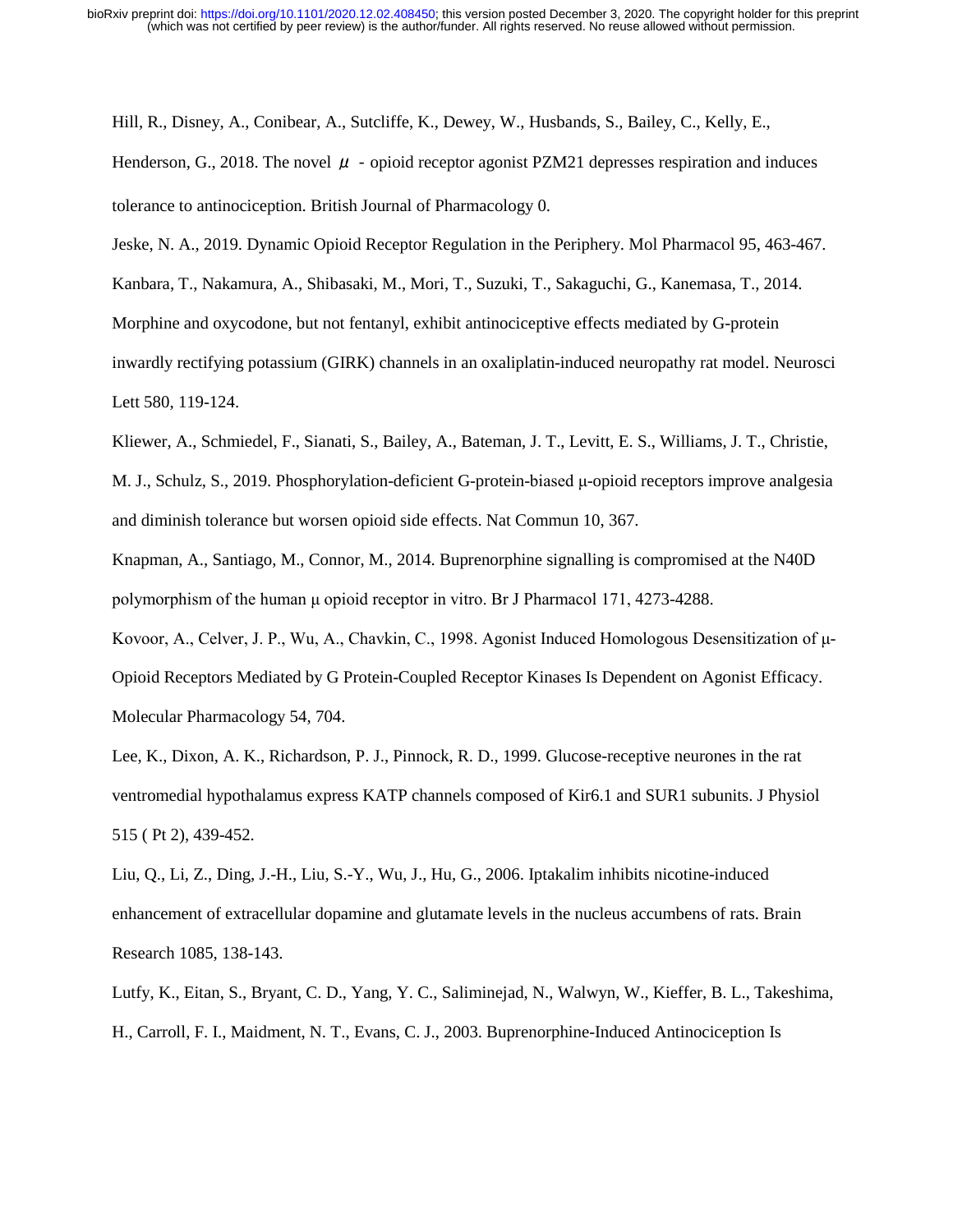Hill, R., Disney, A., Conibear, A., Sutcliffe, K., Dewey, W., Husbands, S., Bailey, C., Kelly, E., Henderson, G., 2018. The novel μ - opioid receptor agonist PZM21 depresses respiration and induces tolerance to antinociception. British Journal of Pharmacology 0.

Jeske, N. A., 2019. Dynamic Opioid Receptor Regulation in the Periphery. Mol Pharmacol 95, 463-467.

Kanbara, T., Nakamura, A., Shibasaki, M., Mori, T., Suzuki, T., Sakaguchi, G., Kanemasa, T., 2014. Morphine and oxycodone, but not fentanyl, exhibit antinociceptive effects mediated by G-protein inwardly rectifying potassium (GIRK) channels in an oxaliplatin-induced neuropathy rat model. Neurosci Lett 580, 119-124.

Kliewer, A., Schmiedel, F., Sianati, S., Bailey, A., Bateman, J. T., Levitt, E. S., Williams, J. T., Christie, M. J., Schulz, S., 2019. Phosphorylation-deficient G-protein-biased μ-opioid receptors improve analgesia and diminish tolerance but worsen opioid side effects. Nat Commun 10, 367.

Knapman, A., Santiago, M., Connor, M., 2014. Buprenorphine signalling is compromised at the N40D polymorphism of the human μ opioid receptor in vitro. Br J Pharmacol 171, 4273-4288.

Kovoor, A., Celver, J. P., Wu, A., Chavkin, C., 1998. Agonist Induced Homologous Desensitization of μ-Opioid Receptors Mediated by G Protein-Coupled Receptor Kinases Is Dependent on Agonist Efficacy. Molecular Pharmacology 54, 704.

Lee, K., Dixon, A. K., Richardson, P. J., Pinnock, R. D., 1999. Glucose-receptive neurones in the rat ventromedial hypothalamus express KATP channels composed of Kir6.1 and SUR1 subunits. J Physiol 515 ( Pt 2), 439-452.

Liu, Q., Li, Z., Ding, J.-H., Liu, S.-Y., Wu, J., Hu, G., 2006. Iptakalim inhibits nicotine-induced enhancement of extracellular dopamine and glutamate levels in the nucleus accumbens of rats. Brain Research 1085, 138-143.

Lutfy, K., Eitan, S., Bryant, C. D., Yang, Y. C., Saliminejad, N., Walwyn, W., Kieffer, B. L., Takeshima, H., Carroll, F. I., Maidment, N. T., Evans, C. J., 2003. Buprenorphine-Induced Antinociception Is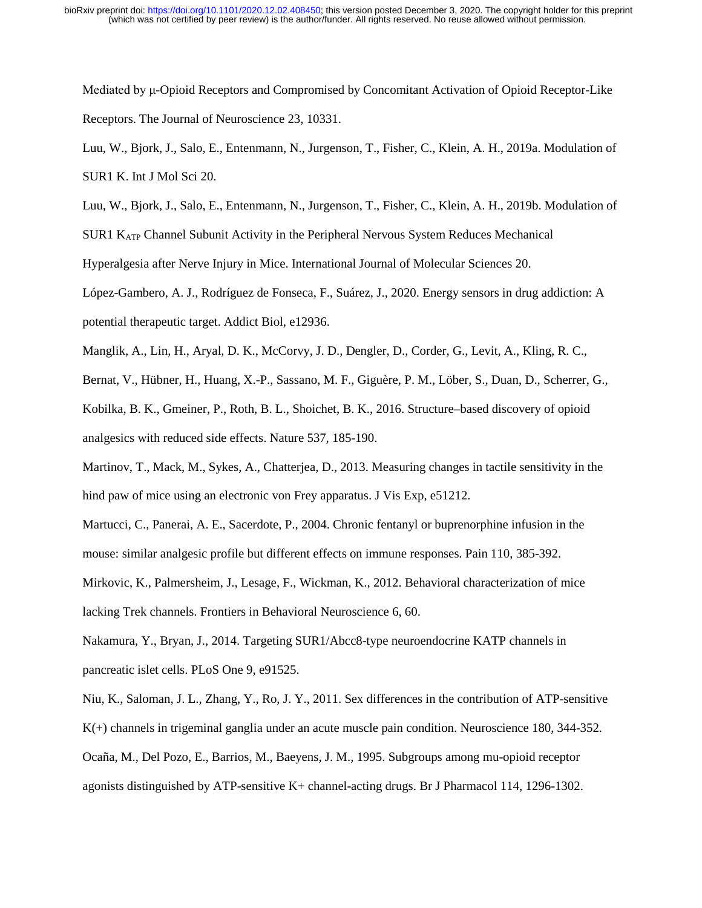Mediated by μ-Opioid Receptors and Compromised by Concomitant Activation of Opioid Receptor-Like Receptors. The Journal of Neuroscience 23, 10331.

Luu, W., Bjork, J., Salo, E., Entenmann, N., Jurgenson, T., Fisher, C., Klein, A. H., 2019a. Modulation of SUR1 K. Int J Mol Sci 20.

Luu, W., Bjork, J., Salo, E., Entenmann, N., Jurgenson, T., Fisher, C., Klein, A. H., 2019b. Modulation of SUR1 $K_{ATP}$ Channel Subunit Activity in the Peripheral Nervous System Reduces Mechanical Hyperalgesia after Nerve Injury in Mice. International Journal of Molecular Sciences 20.

López-Gambero, A. J., Rodríguez de Fonseca, F., Suárez, J., 2020. Energy sensors in drug addiction: A potential therapeutic target. Addict Biol, e12936.

Manglik, A., Lin, H., Aryal, D. K., McCorvy, J. D., Dengler, D., Corder, G., Levit, A., Kling, R. C., Bernat, V., Hübner, H., Huang, X.-P., Sassano, M. F., Giguère, P. M., Löber, S., Duan, D., Scherrer, G., Kobilka, B. K., Gmeiner, P., Roth, B. L., Shoichet, B. K., 2016. Structure–based discovery of opioid analgesics with reduced side effects. Nature 537, 185-190.

Martinov, T., Mack, M., Sykes, A., Chatterjea, D., 2013. Measuring changes in tactile sensitivity in the hind paw of mice using an electronic von Frey apparatus. J Vis Exp, e51212.

Martucci, C., Panerai, A. E., Sacerdote, P., 2004. Chronic fentanyl or buprenorphine infusion in the mouse: similar analgesic profile but different effects on immune responses. Pain 110, 385-392.

Mirkovic, K., Palmersheim, J., Lesage, F., Wickman, K., 2012. Behavioral characterization of mice lacking Trek channels. Frontiers in Behavioral Neuroscience 6, 60.

Nakamura, Y., Bryan, J., 2014. Targeting SUR1/Abcc8-type neuroendocrine KATP channels in pancreatic islet cells. PLoS One 9, e91525.

Niu, K., Saloman, J. L., Zhang, Y., Ro, J. Y., 2011. Sex differences in the contribution of ATP-sensitive K(+) channels in trigeminal ganglia under an acute muscle pain condition. Neuroscience 180, 344-352.

Ocaña, M., Del Pozo, E., Barrios, M., Baeyens, J. M., 1995. Subgroups among mu-opioid receptor agonists distinguished by ATP-sensitive K+ channel-acting drugs. Br J Pharmacol 114, 1296-1302.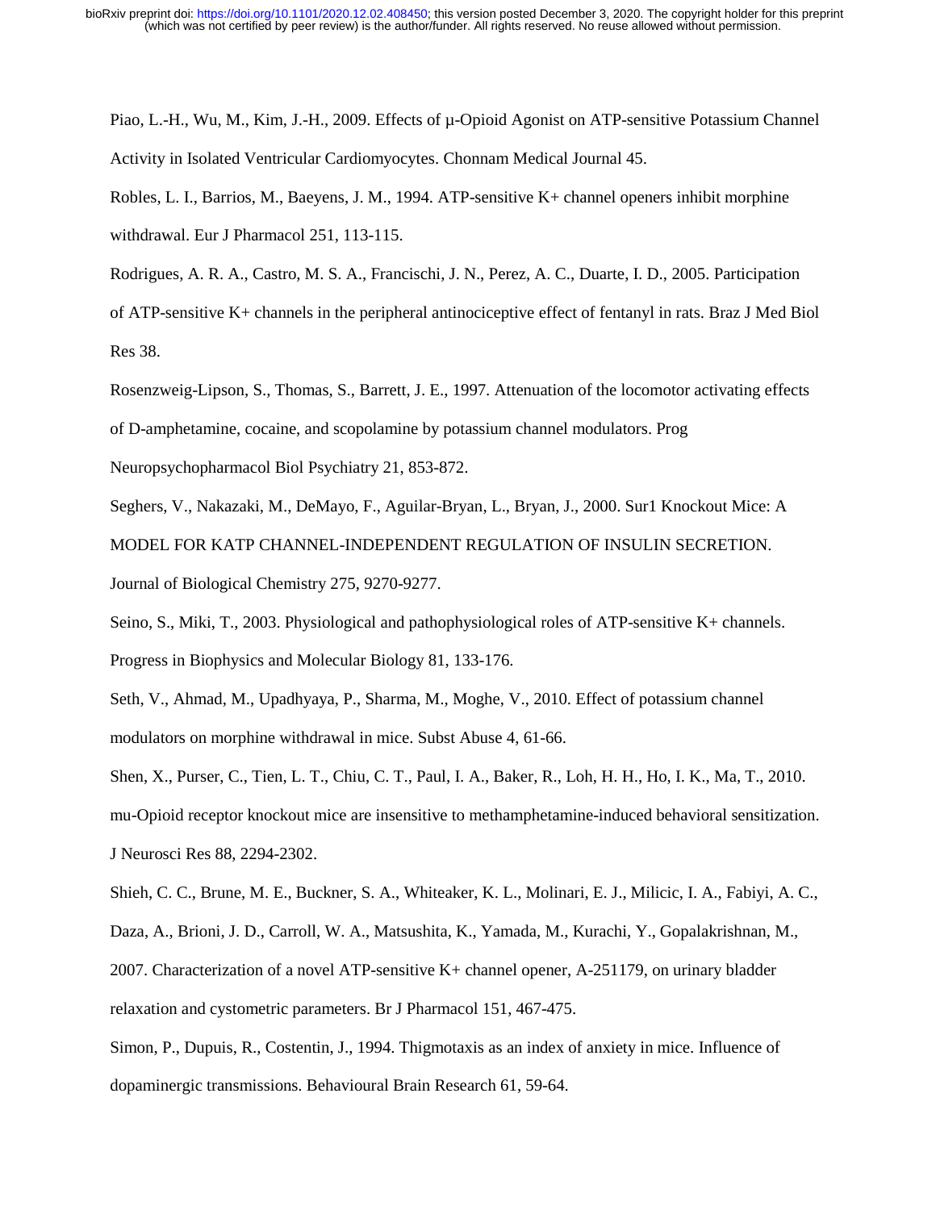Piao, L.-H., Wu, M., Kim, J.-H., 2009. Effects of μ-Opioid Agonist on ATP-sensitive Potassium Channel Activity in Isolated Ventricular Cardiomyocytes. Chonnam Medical Journal 45.

Robles, L. I., Barrios, M., Baeyens, J. M., 1994. ATP-sensitive K+ channel openers inhibit morphine withdrawal. Eur J Pharmacol 251, 113-115.

Rodrigues, A. R. A., Castro, M. S. A., Francischi, J. N., Perez, A. C., Duarte, I. D., 2005. Participation of ATP-sensitive K+ channels in the peripheral antinociceptive effect of fentanyl in rats. Braz J Med Biol Res 38.

Rosenzweig-Lipson, S., Thomas, S., Barrett, J. E., 1997. Attenuation of the locomotor activating effects of D-amphetamine, cocaine, and scopolamine by potassium channel modulators. Prog Neuropsychopharmacol Biol Psychiatry 21, 853-872.

Seghers, V., Nakazaki, M., DeMayo, F., Aguilar-Bryan, L., Bryan, J., 2000. Sur1 Knockout Mice: A MODEL FOR KATP CHANNEL-INDEPENDENT REGULATION OF INSULIN SECRETION. Journal of Biological Chemistry 275, 9270-9277.

Seino, S., Miki, T., 2003. Physiological and pathophysiological roles of ATP-sensitive K+ channels. Progress in Biophysics and Molecular Biology 81, 133-176.

Seth, V., Ahmad, M., Upadhyaya, P., Sharma, M., Moghe, V., 2010. Effect of potassium channel modulators on morphine withdrawal in mice. Subst Abuse 4, 61-66.

Shen, X., Purser, C., Tien, L. T., Chiu, C. T., Paul, I. A., Baker, R., Loh, H. H., Ho, I. K., Ma, T., 2010. mu-Opioid receptor knockout mice are insensitive to methamphetamine-induced behavioral sensitization. J Neurosci Res 88, 2294-2302.

Shieh, C. C., Brune, M. E., Buckner, S. A., Whiteaker, K. L., Molinari, E. J., Milicic, I. A., Fabiyi, A. C., Daza, A., Brioni, J. D., Carroll, W. A., Matsushita, K., Yamada, M., Kurachi, Y., Gopalakrishnan, M., 2007. Characterization of a novel ATP-sensitive K+ channel opener, A-251179, on urinary bladder relaxation and cystometric parameters. Br J Pharmacol 151, 467-475.

Simon, P., Dupuis, R., Costentin, J., 1994. Thigmotaxis as an index of anxiety in mice. Influence of dopaminergic transmissions. Behavioural Brain Research 61, 59-64.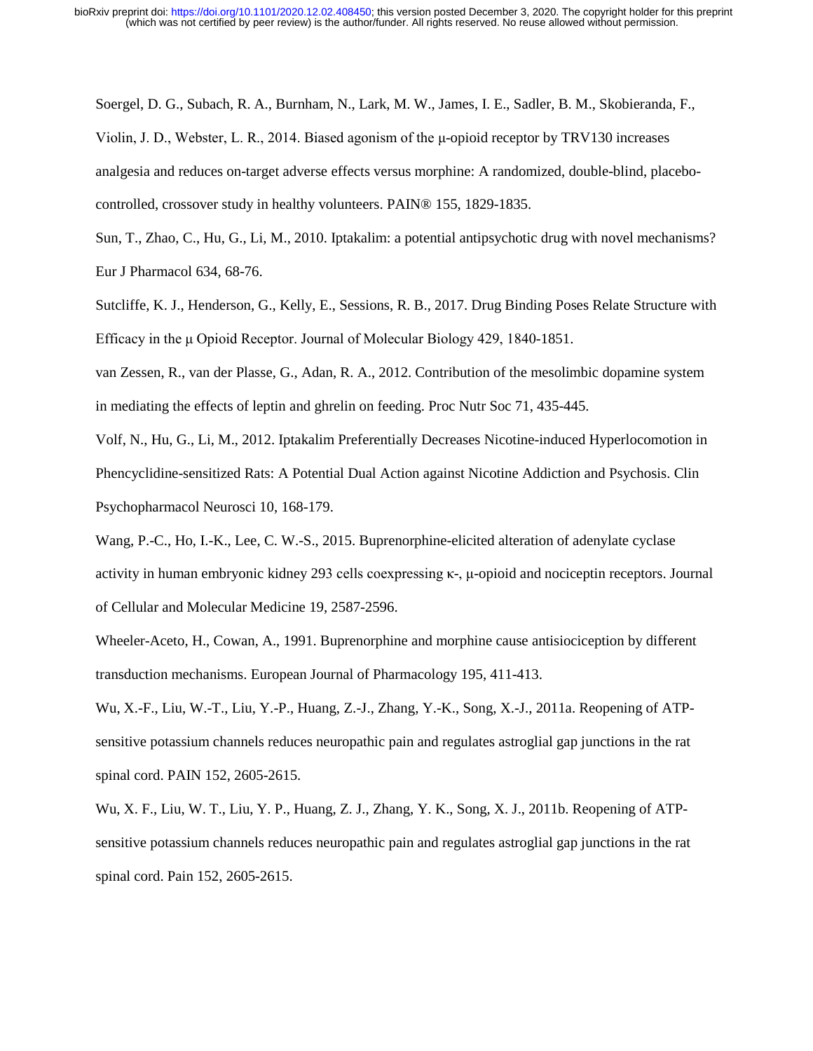Soergel, D. G., Subach, R. A., Burnham, N., Lark, M. W., James, I. E., Sadler, B. M., Skobieranda, F., Violin, J. D., Webster, L. R., 2014. Biased agonism of the μ-opioid receptor by TRV130 increases analgesia and reduces on-target adverse effects versus morphine: A randomized, double-blind, placebo-controlled, crossover study in healthy volunteers. PAIN® 155, 1829-1835.

Sun, T., Zhao, C., Hu, G., Li, M., 2010. Iptakalim: a potential antipsychotic drug with novel mechanisms? Eur J Pharmacol 634, 68-76.

Sutcliffe, K. J., Henderson, G., Kelly, E., Sessions, R. B., 2017. Drug Binding Poses Relate Structure with Efficacy in the μ Opioid Receptor. Journal of Molecular Biology 429, 1840-1851.

van Zessen, R., van der Plasse, G., Adan, R. A., 2012. Contribution of the mesolimbic dopamine system in mediating the effects of leptin and ghrelin on feeding. Proc Nutr Soc 71, 435-445.

Volf, N., Hu, G., Li, M., 2012. Iptakalim Preferentially Decreases Nicotine-induced Hyperlocomotion in Phencyclidine-sensitized Rats: A Potential Dual Action against Nicotine Addiction and Psychosis. Clin Psychopharmacol Neurosci 10, 168-179.

Wang, P.-C., Ho, I.-K., Lee, C. W.-S., 2015. Buprenorphine-elicited alteration of adenylate cyclase activity in human embryonic kidney 293 cells coexpressing κ-, μ-opioid and nociceptin receptors. Journal of Cellular and Molecular Medicine 19, 2587-2596.

Wheeler-Aceto, H., Cowan, A., 1991. Buprenorphine and morphine cause antisiociception by different transduction mechanisms. European Journal of Pharmacology 195, 411-413.

Wu, X.-F., Liu, W.-T., Liu, Y.-P., Huang, Z.-J., Zhang, Y.-K., Song, X.-J., 2011a. Reopening of ATP-sensitive potassium channels reduces neuropathic pain and regulates astroglial gap junctions in the rat spinal cord. PAIN 152, 2605-2615.

Wu, X. F., Liu, W. T., Liu, Y. P., Huang, Z. J., Zhang, Y. K., Song, X. J., 2011b. Reopening of ATP-sensitive potassium channels reduces neuropathic pain and regulates astroglial gap junctions in the rat spinal cord. Pain 152, 2605-2615.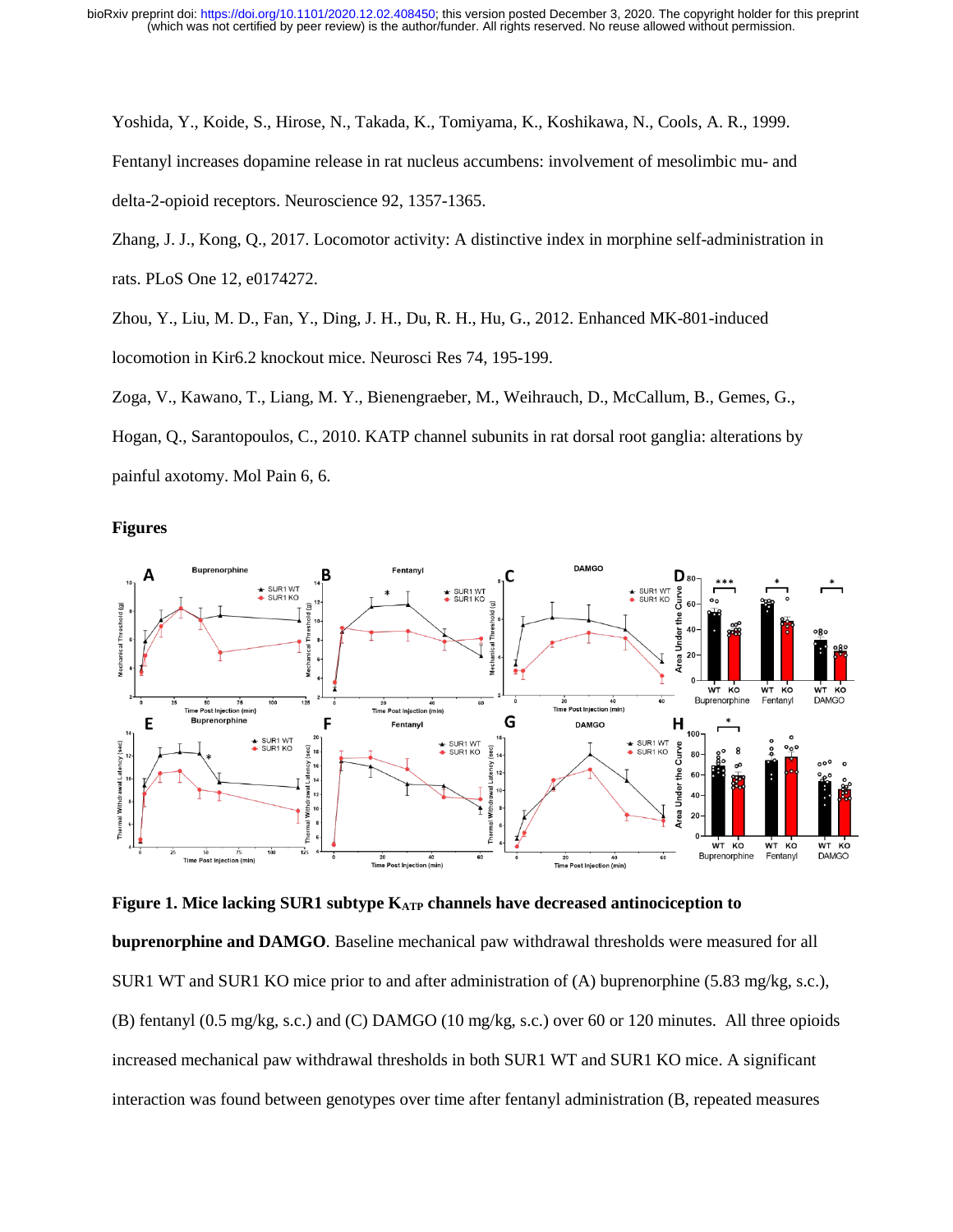Yoshida, Y., Koide, S., Hirose, N., Takada, K., Tomiyama, K., Koshikawa, N., Cools, A. R., 1999. Fentanyl increases dopamine release in rat nucleus accumbens: involvement of mesolimbic mu- and delta-2-opioid receptors. Neuroscience 92, 1357-1365.

Zhang, J. J., Kong, Q., 2017. Locomotor activity: A distinctive index in morphine self-administration in rats. PLoS One 12, e0174272.

Zhou, Y., Liu, M. D., Fan, Y., Ding, J. H., Du, R. H., Hu, G., 2012. Enhanced MK-801-induced locomotion in Kir6.2 knockout mice. Neurosci Res 74, 195-199.

Zoga, V., Kawano, T., Liang, M. Y., Bienengraeber, M., Weihrauch, D., McCallum, B., Gemes, G., Hogan, Q., Sarantopoulos, C., 2010. KATP channel subunits in rat dorsal root ganglia: alterations by painful axotomy. Mol Pain 6, 6.

## Figures

**Figure 1. Mice lacking SUR1 subtype $K_{ATP}$ channels have decreased antinociception to buprenorphine and DAMGO**. Baseline mechanical paw withdrawal thresholds were measured for all SUR1 WT and SUR1 KO mice prior to and after administration of (A) buprenorphine (5.83 mg/kg, s.c.), (B) fentanyl (0.5 mg/kg, s.c.) and (C) DAMGO (10 mg/kg, s.c.) over 60 or 120 minutes. All three opioids increased mechanical paw withdrawal thresholds in both SUR1 WT and SUR1 KO mice. A significant interaction was found between genotypes over time after fentanyl administration (B, repeated measures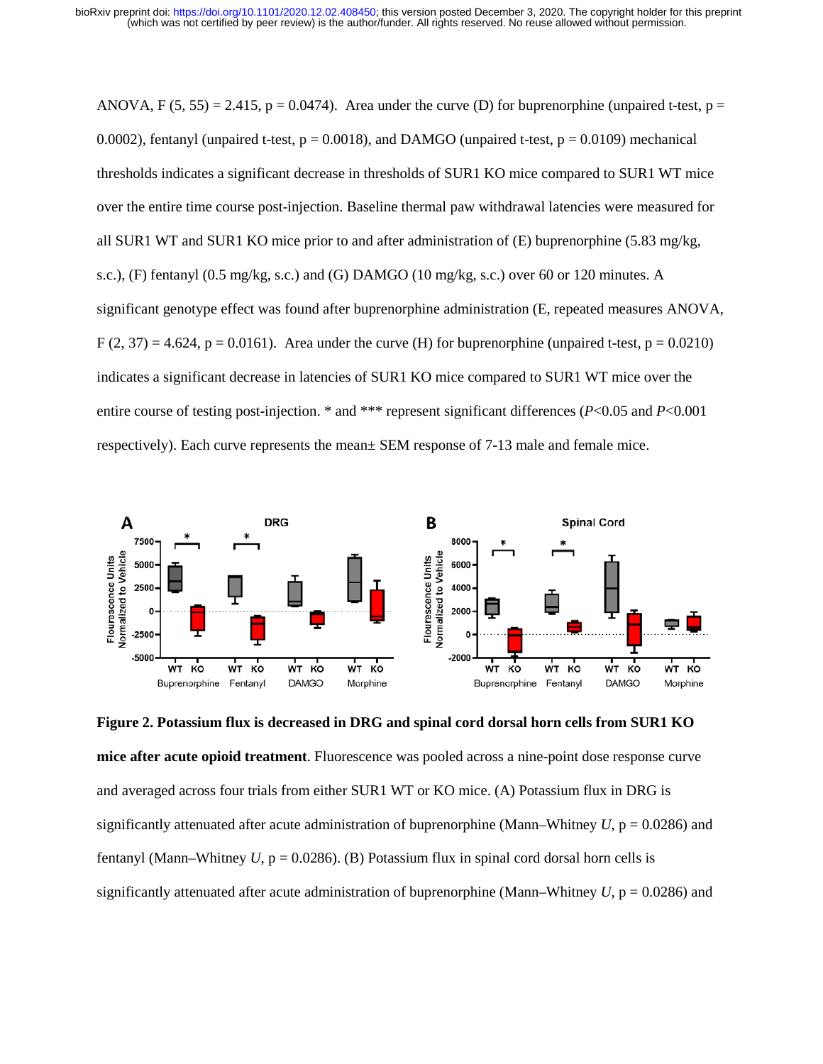ANOVA, $F(5, 55) = 2.415$, $p = 0.0474$). Area under the curve (D) for buprenorphine (unpaired t-test, $p = 0.0002$), fentanyl (unpaired t-test, $p = 0.0018$), and DAMGO (unpaired t-test, $p = 0.0109$) mechanical thresholds indicates a significant decrease in thresholds of SUR1 KO mice compared to SUR1 WT mice over the entire time course post-injection. Baseline thermal paw withdrawal latencies were measured for all SUR1 WT and SUR1 KO mice prior to and after administration of (E) buprenorphine (5.83 mg/kg, s.c.), (F) fentanyl (0.5 mg/kg, s.c.) and (G) DAMGO (10 mg/kg, s.c.) over 60 or 120 minutes. A significant genotype effect was found after buprenorphine administration (E, repeated measures ANOVA, $F(2, 37) = 4.624$, $p = 0.0161$). Area under the curve (H) for buprenorphine (unpaired t-test, $p = 0.0210$) indicates a significant decrease in latencies of SUR1 KO mice compared to SUR1 WT mice over the entire course of testing post-injection. * and *** represent significant differences ($P<0.05$ and $P<0.001$ respectively). Each curve represents the mean± SEM response of 7-13 male and female mice.

**Figure 2. Potassium flux is decreased in DRG and spinal cord dorsal horn cells from SUR1 KO mice after acute opioid treatment**. Fluorescence was pooled across a nine-point dose response curve and averaged across four trials from either SUR1 WT or KO mice. (A) Potassium flux in DRG is significantly attenuated after acute administration of buprenorphine (Mann–Whitney *U*, $p = 0.0286$) and fentanyl (Mann–Whitney *U*, $p = 0.0286$). (B) Potassium flux in spinal cord dorsal horn cells is significantly attenuated after acute administration of buprenorphine (Mann–Whitney *U*, $p = 0.0286$) and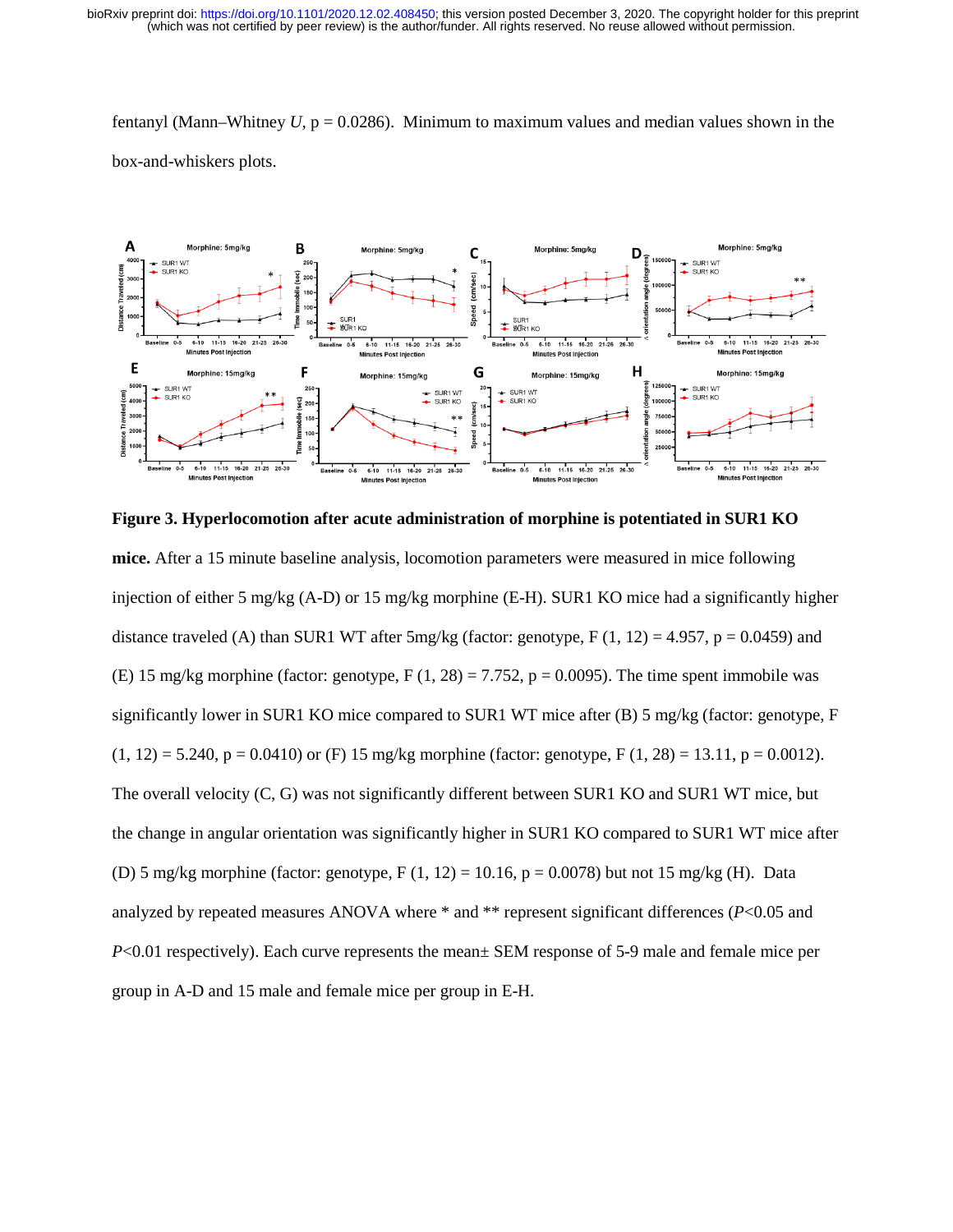fentanyl (Mann–Whitney *U*, p = 0.0286). Minimum to maximum values and median values shown in the box-and-whiskers plots.

**Figure 3. Hyperlocomotion after acute administration of morphine is potentiated in SUR1 KO mice.** After a 15 minute baseline analysis, locomotion parameters were measured in mice following injection of either 5 mg/kg (A-D) or 15 mg/kg morphine (E-H). SUR1 KO mice had a significantly higher distance traveled (A) than SUR1 WT after 5mg/kg (factor: genotype, $F(1, 12) = 4.957$, $p = 0.0459$) and (E) 15 mg/kg morphine (factor: genotype, $F(1, 28) = 7.752$, $p = 0.0095$). The time spent immobile was significantly lower in SUR1 KO mice compared to SUR1 WT mice after (B) 5 mg/kg (factor: genotype, $F(1, 12) = 5.240$, $p = 0.0410$) or (F) 15 mg/kg morphine (factor: genotype, $F(1, 28) = 13.11$, $p = 0.0012$). The overall velocity (C, G) was not significantly different between SUR1 KO and SUR1 WT mice, but the change in angular orientation was significantly higher in SUR1 KO compared to SUR1 WT mice after (D) 5 mg/kg morphine (factor: genotype, $F(1, 12) = 10.16$, $p = 0.0078$) but not 15 mg/kg (H). Data analyzed by repeated measures ANOVA where * and ** represent significant differences ($P<0.05$ and $P<0.01$ respectively). Each curve represents the mean± SEM response of 5-9 male and female mice per group in A-D and 15 male and female mice per group in E-H.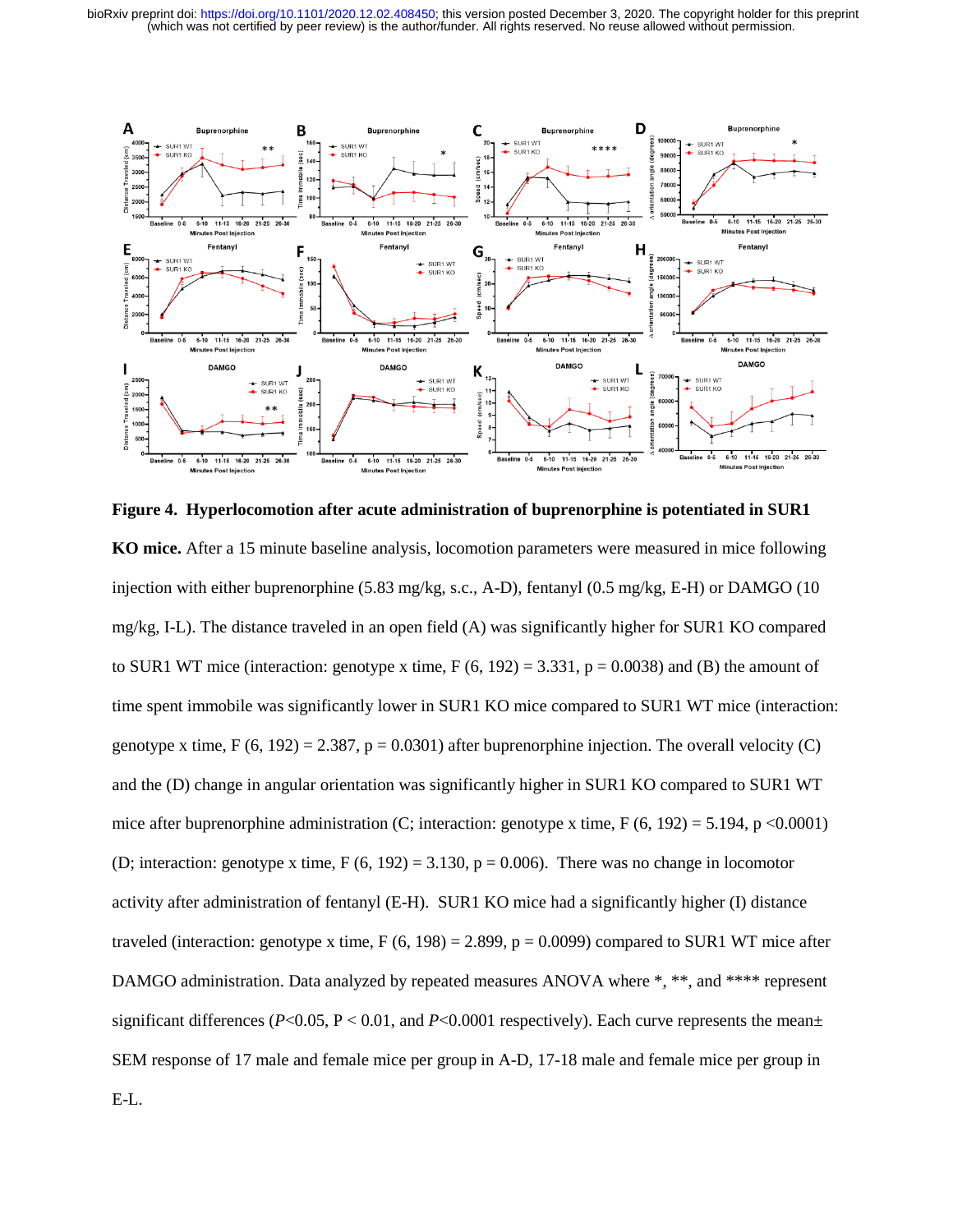**Figure 4. Hyperlocomotion after acute administration of buprenorphine is potentiated in SUR1 KO mice.** After a 15 minute baseline analysis, locomotion parameters were measured in mice following injection with either buprenorphine (5.83 mg/kg, s.c., A-D), fentanyl (0.5 mg/kg, E-H) or DAMGO (10 mg/kg, I-L). The distance traveled in an open field (A) was significantly higher for SUR1 KO compared to SUR1 WT mice (interaction: genotype x time, $F(6, 192) = 3.331$, $p = 0.0038$) and (B) the amount of time spent immobile was significantly lower in SUR1 KO mice compared to SUR1 WT mice (interaction: genotype x time, $F(6, 192) = 2.387$, $p = 0.0301$) after buprenorphine injection. The overall velocity (C) and the (D) change in angular orientation was significantly higher in SUR1 KO compared to SUR1 WT mice after buprenorphine administration (C; interaction: genotype x time, $F(6, 192) = 5.194$, $p < 0.0001$) (D; interaction: genotype x time, $F(6, 192) = 3.130$, $p = 0.006$). There was no change in locomotor activity after administration of fentanyl (E-H). SUR1 KO mice had a significantly higher (I) distance traveled (interaction: genotype x time, $F(6, 198) = 2.899$, $p = 0.0099$) compared to SUR1 WT mice after DAMGO administration. Data analyzed by repeated measures ANOVA where *, **, and **** represent significant differences ($P<0.05$, $P < 0.01$, and $P<0.0001$ respectively). Each curve represents the mean± SEM response of 17 male and female mice per group in A-D, 17-18 male and female mice per group in E-L.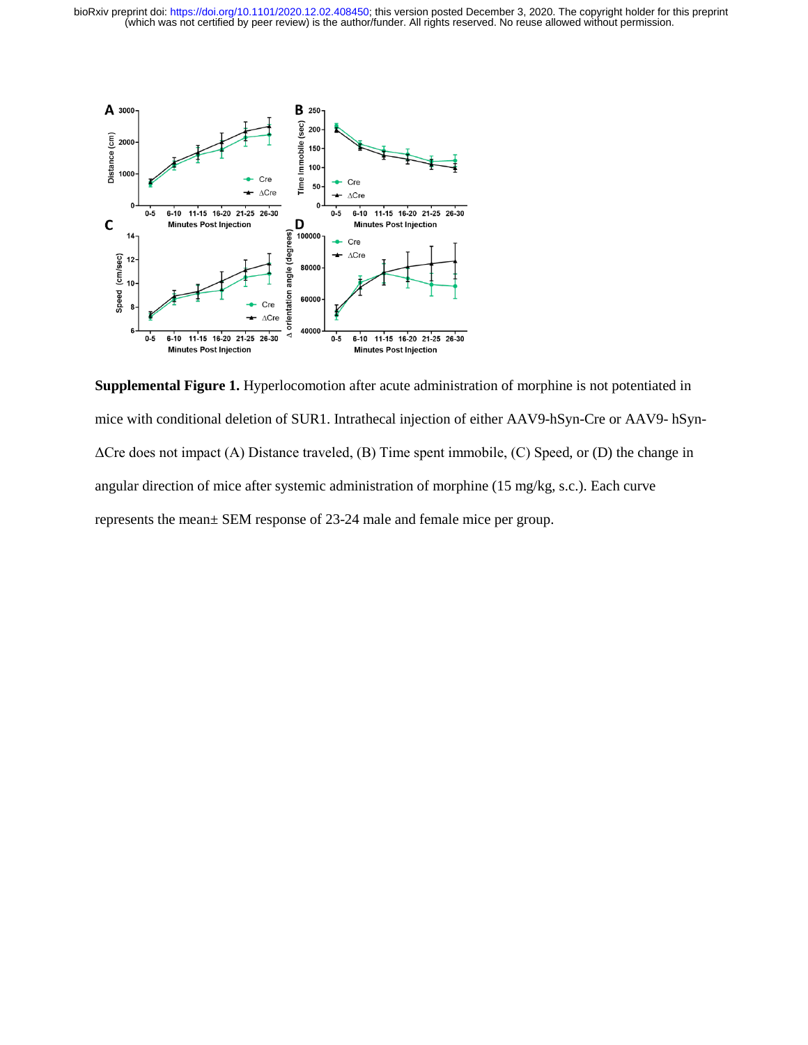**Supplemental Figure 1.** Hyperlocomotion after acute administration of morphine is not potentiated in mice with conditional deletion of SUR1. Intrathecal injection of either AAV9-hSyn-Cre or AAV9- hSyn-ΔCre does not impact (A) Distance traveled, (B) Time spent immobile, (C) Speed, or (D) the change in angular direction of mice after systemic administration of morphine (15 mg/kg, s.c.). Each curve represents the mean± SEM response of 23-24 male and female mice per group.